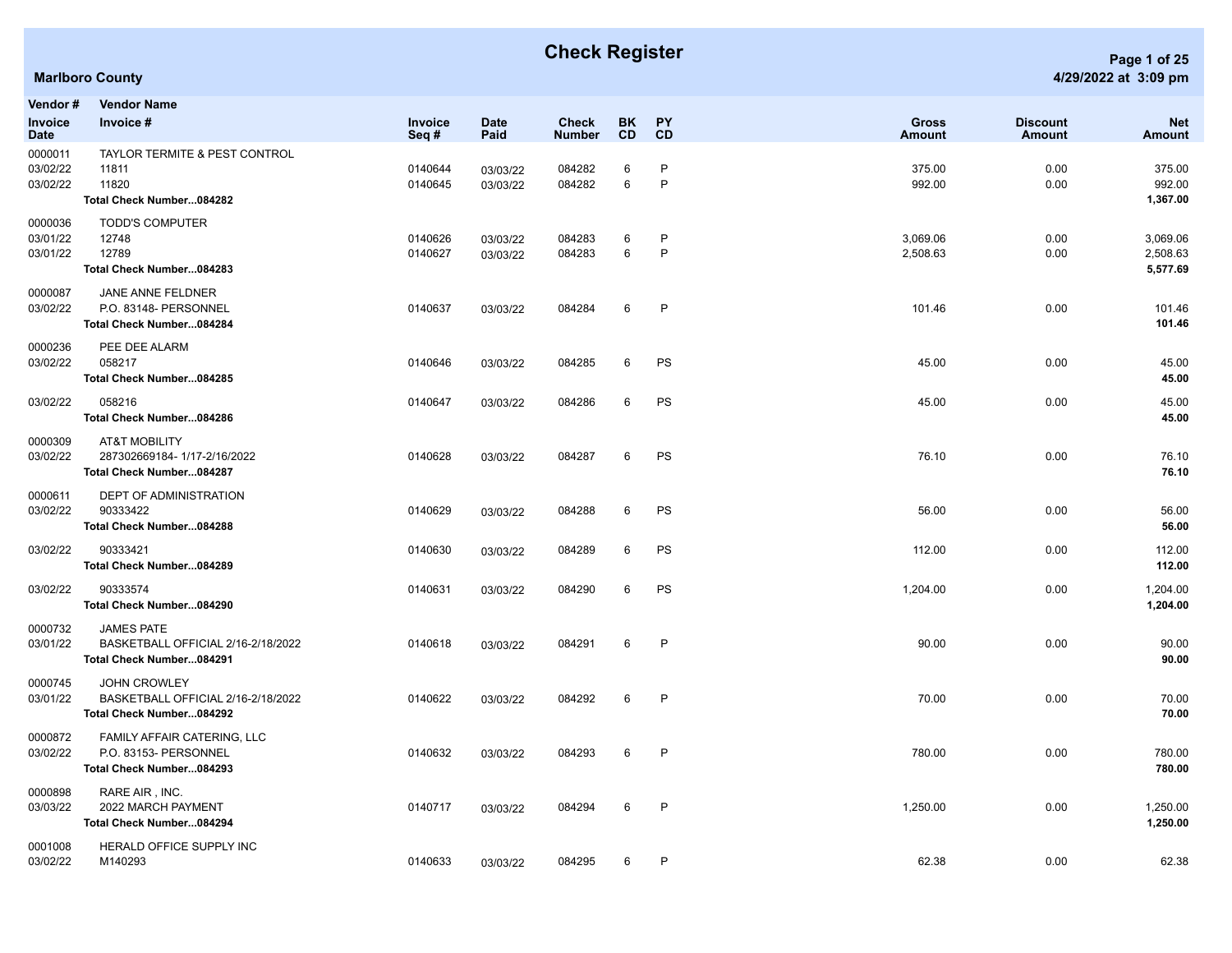# Check Register

**Marlboro County**

4/29/2022 at 3:09 pm

| Vendor # / Invoice Date | Vendor Name / Invoice # | Invoice Seq # | Date Paid | Check Number | BK CD | PY CD | Gross Amount | Discount Amount | Net Amount |
|---|---|---|---|---|---|---|---|---|---|
| 0000011 | TAYLOR TERMITE & PEST CONTROL | | | | | | | | |
| 03/02/22 | 11811 | 0140644 | 03/03/22 | 084282 | 6 | P | 375.00 | 0.00 | 375.00 |
| 03/02/22 | 11820 | 0140645 | 03/03/22 | 084282 | 6 | P | 992.00 | 0.00 | 992.00 |
| | **Total Check Number...084282** | | | | | | | | **1,367.00** |
| 0000036 | TODD'S COMPUTER | | | | | | | | |
| 03/01/22 | 12748 | 0140626 | 03/03/22 | 084283 | 6 | P | 3,069.06 | 0.00 | 3,069.06 |
| 03/01/22 | 12789 | 0140627 | 03/03/22 | 084283 | 6 | P | 2,508.63 | 0.00 | 2,508.63 |
| | **Total Check Number...084283** | | | | | | | | **5,577.69** |
| 0000087 | JANE ANNE FELDNER | | | | | | | | |
| 03/02/22 | P.O. 83148- PERSONNEL | 0140637 | 03/03/22 | 084284 | 6 | P | 101.46 | 0.00 | 101.46 |
| | **Total Check Number...084284** | | | | | | | | **101.46** |
| 0000236 | PEE DEE ALARM | | | | | | | | |
| 03/02/22 | 058217 | 0140646 | 03/03/22 | 084285 | 6 | PS | 45.00 | 0.00 | 45.00 |
| | **Total Check Number...084285** | | | | | | | | **45.00** |
| 03/02/22 | 058216 | 0140647 | 03/03/22 | 084286 | 6 | PS | 45.00 | 0.00 | 45.00 |
| | **Total Check Number...084286** | | | | | | | | **45.00** |
| 0000309 | AT&T MOBILITY | | | | | | | | |
| 03/02/22 | 287302669184- 1/17-2/16/2022 | 0140628 | 03/03/22 | 084287 | 6 | PS | 76.10 | 0.00 | 76.10 |
| | **Total Check Number...084287** | | | | | | | | **76.10** |
| 0000611 | DEPT OF ADMINISTRATION | | | | | | | | |
| 03/02/22 | 90333422 | 0140629 | 03/03/22 | 084288 | 6 | PS | 56.00 | 0.00 | 56.00 |
| | **Total Check Number...084288** | | | | | | | | **56.00** |
| 03/02/22 | 90333421 | 0140630 | 03/03/22 | 084289 | 6 | PS | 112.00 | 0.00 | 112.00 |
| | **Total Check Number...084289** | | | | | | | | **112.00** |
| 03/02/22 | 90333574 | 0140631 | 03/03/22 | 084290 | 6 | PS | 1,204.00 | 0.00 | 1,204.00 |
| | **Total Check Number...084290** | | | | | | | | **1,204.00** |
| 0000732 | JAMES PATE | | | | | | | | |
| 03/01/22 | BASKETBALL OFFICIAL 2/16-2/18/2022 | 0140618 | 03/03/22 | 084291 | 6 | P | 90.00 | 0.00 | 90.00 |
| | **Total Check Number...084291** | | | | | | | | **90.00** |
| 0000745 | JOHN CROWLEY | | | | | | | | |
| 03/01/22 | BASKETBALL OFFICIAL 2/16-2/18/2022 | 0140622 | 03/03/22 | 084292 | 6 | P | 70.00 | 0.00 | 70.00 |
| | **Total Check Number...084292** | | | | | | | | **70.00** |
| 0000872 | FAMILY AFFAIR CATERING, LLC | | | | | | | | |
| 03/02/22 | P.O. 83153- PERSONNEL | 0140632 | 03/03/22 | 084293 | 6 | P | 780.00 | 0.00 | 780.00 |
| | **Total Check Number...084293** | | | | | | | | **780.00** |
| 0000898 | RARE AIR , INC. | | | | | | | | |
| 03/03/22 | 2022 MARCH PAYMENT | 0140717 | 03/03/22 | 084294 | 6 | P | 1,250.00 | 0.00 | 1,250.00 |
| | **Total Check Number...084294** | | | | | | | | **1,250.00** |
| 0001008 | HERALD OFFICE SUPPLY INC | | | | | | | | |
| 03/02/22 | M140293 | 0140633 | 03/03/22 | 084295 | 6 | P | 62.38 | 0.00 | 62.38 |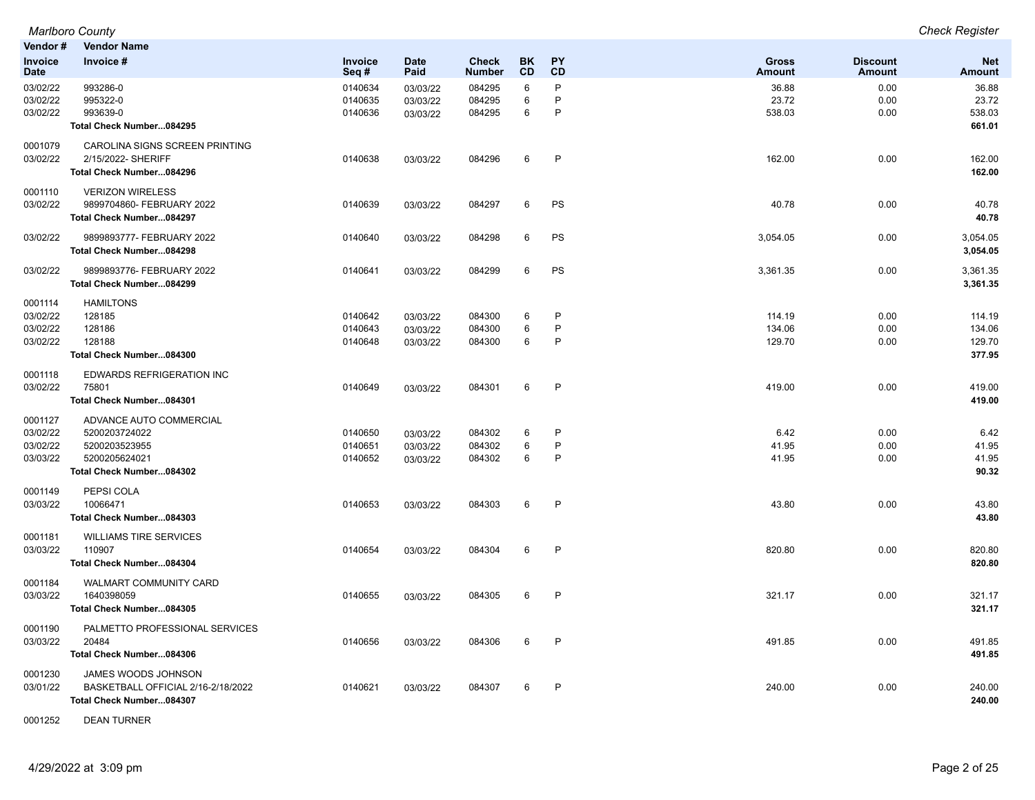*Marlboro County* — *Check Register*

| Vendor # / Invoice Date | Vendor Name / Invoice # | Invoice Seq # | Date Paid | Check Number | BK CD | PY CD | Gross Amount | Discount Amount | Net Amount |
|---|---|---|---|---|---|---|---|---|---|
| 03/02/22 | 993286-0 | 0140634 | 03/03/22 | 084295 | 6 | P | 36.88 | 0.00 | 36.88 |
| 03/02/22 | 995322-0 | 0140635 | 03/03/22 | 084295 | 6 | P | 23.72 | 0.00 | 23.72 |
| 03/02/22 | 993639-0 | 0140636 | 03/03/22 | 084295 | 6 | P | 538.03 | 0.00 | 538.03 |
| | **Total Check Number...084295** | | | | | | | | **661.01** |
| 0001079 | CAROLINA SIGNS SCREEN PRINTING | | | | | | | | |
| 03/02/22 | 2/15/2022- SHERIFF | 0140638 | 03/03/22 | 084296 | 6 | P | 162.00 | 0.00 | 162.00 |
| | **Total Check Number...084296** | | | | | | | | **162.00** |
| 0001110 | VERIZON WIRELESS | | | | | | | | |
| 03/02/22 | 9899704860- FEBRUARY 2022 | 0140639 | 03/03/22 | 084297 | 6 | PS | 40.78 | 0.00 | 40.78 |
| | **Total Check Number...084297** | | | | | | | | **40.78** |
| 03/02/22 | 9899893777- FEBRUARY 2022 | 0140640 | 03/03/22 | 084298 | 6 | PS | 3,054.05 | 0.00 | 3,054.05 |
| | **Total Check Number...084298** | | | | | | | | **3,054.05** |
| 03/02/22 | 9899893776- FEBRUARY 2022 | 0140641 | 03/03/22 | 084299 | 6 | PS | 3,361.35 | 0.00 | 3,361.35 |
| | **Total Check Number...084299** | | | | | | | | **3,361.35** |
| 0001114 | HAMILTONS | | | | | | | | |
| 03/02/22 | 128185 | 0140642 | 03/03/22 | 084300 | 6 | P | 114.19 | 0.00 | 114.19 |
| 03/02/22 | 128186 | 0140643 | 03/03/22 | 084300 | 6 | P | 134.06 | 0.00 | 134.06 |
| 03/02/22 | 128188 | 0140648 | 03/03/22 | 084300 | 6 | P | 129.70 | 0.00 | 129.70 |
| | **Total Check Number...084300** | | | | | | | | **377.95** |
| 0001118 | EDWARDS REFRIGERATION INC | | | | | | | | |
| 03/02/22 | 75801 | 0140649 | 03/03/22 | 084301 | 6 | P | 419.00 | 0.00 | 419.00 |
| | **Total Check Number...084301** | | | | | | | | **419.00** |
| 0001127 | ADVANCE AUTO COMMERCIAL | | | | | | | | |
| 03/02/22 | 5200203724022 | 0140650 | 03/03/22 | 084302 | 6 | P | 6.42 | 0.00 | 6.42 |
| 03/02/22 | 5200203523955 | 0140651 | 03/03/22 | 084302 | 6 | P | 41.95 | 0.00 | 41.95 |
| 03/03/22 | 5200205624021 | 0140652 | 03/03/22 | 084302 | 6 | P | 41.95 | 0.00 | 41.95 |
| | **Total Check Number...084302** | | | | | | | | **90.32** |
| 0001149 | PEPSI COLA | | | | | | | | |
| 03/03/22 | 10066471 | 0140653 | 03/03/22 | 084303 | 6 | P | 43.80 | 0.00 | 43.80 |
| | **Total Check Number...084303** | | | | | | | | **43.80** |
| 0001181 | WILLIAMS TIRE SERVICES | | | | | | | | |
| 03/03/22 | 110907 | 0140654 | 03/03/22 | 084304 | 6 | P | 820.80 | 0.00 | 820.80 |
| | **Total Check Number...084304** | | | | | | | | **820.80** |
| 0001184 | WALMART COMMUNITY CARD | | | | | | | | |
| 03/03/22 | 1640398059 | 0140655 | 03/03/22 | 084305 | 6 | P | 321.17 | 0.00 | 321.17 |
| | **Total Check Number...084305** | | | | | | | | **321.17** |
| 0001190 | PALMETTO PROFESSIONAL SERVICES | | | | | | | | |
| 03/03/22 | 20484 | 0140656 | 03/03/22 | 084306 | 6 | P | 491.85 | 0.00 | 491.85 |
| | **Total Check Number...084306** | | | | | | | | **491.85** |
| 0001230 | JAMES WOODS JOHNSON | | | | | | | | |
| 03/01/22 | BASKETBALL OFFICIAL 2/16-2/18/2022 | 0140621 | 03/03/22 | 084307 | 6 | P | 240.00 | 0.00 | 240.00 |
| | **Total Check Number...084307** | | | | | | | | **240.00** |
| 0001252 | DEAN TURNER | | | | | | | | |

4/29/2022 at 3:09 pm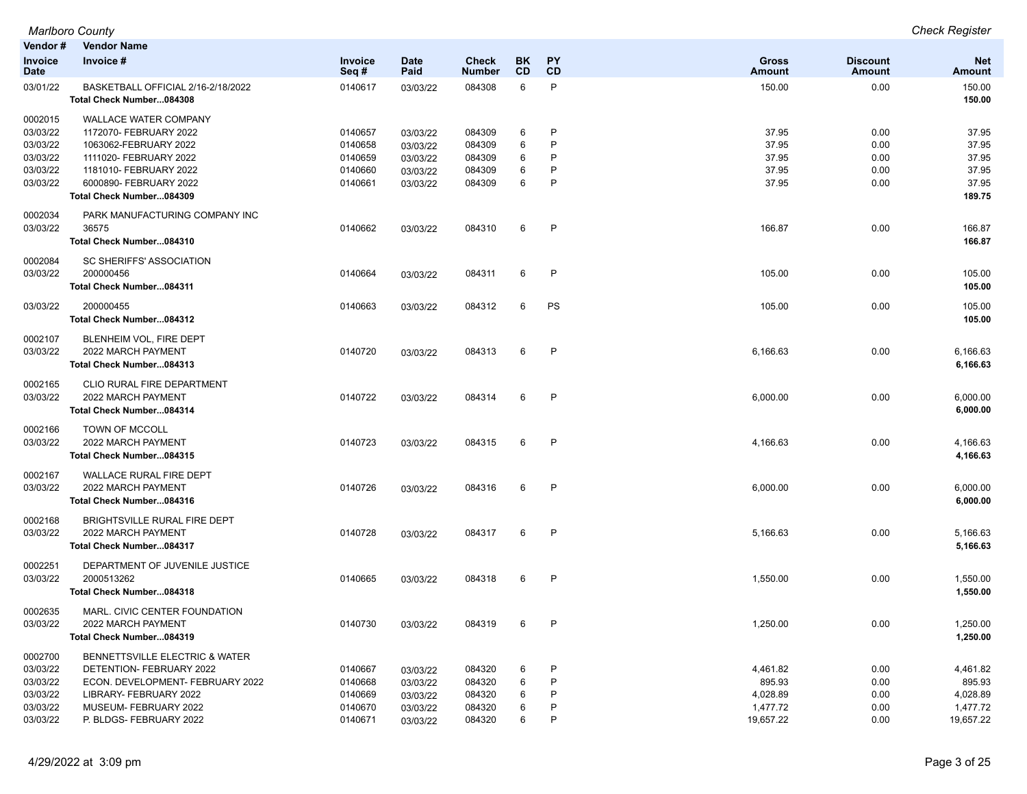| Vendor # / Invoice Date | Vendor Name / Invoice # | Invoice Seq # | Date Paid | Check Number | BK CD | PY CD | Gross Amount | Discount Amount | Net Amount |
|---|---|---|---|---|---|---|---|---|---|
| 03/01/22 | BASKETBALL OFFICIAL 2/16-2/18/2022 | 0140617 | 03/03/22 | 084308 | 6 | P | 150.00 | 0.00 | 150.00 |
| | **Total Check Number...084308** | | | | | | | | **150.00** |
| 0002015 | WALLACE WATER COMPANY | | | | | | | | |
| 03/03/22 | 1172070- FEBRUARY 2022 | 0140657 | 03/03/22 | 084309 | 6 | P | 37.95 | 0.00 | 37.95 |
| 03/03/22 | 1063062-FEBRUARY 2022 | 0140658 | 03/03/22 | 084309 | 6 | P | 37.95 | 0.00 | 37.95 |
| 03/03/22 | 1111020- FEBRUARY 2022 | 0140659 | 03/03/22 | 084309 | 6 | P | 37.95 | 0.00 | 37.95 |
| 03/03/22 | 1181010- FEBRUARY 2022 | 0140660 | 03/03/22 | 084309 | 6 | P | 37.95 | 0.00 | 37.95 |
| 03/03/22 | 6000890- FEBRUARY 2022 | 0140661 | 03/03/22 | 084309 | 6 | P | 37.95 | 0.00 | 37.95 |
| | **Total Check Number...084309** | | | | | | | | **189.75** |
| 0002034 | PARK MANUFACTURING COMPANY INC | | | | | | | | |
| 03/03/22 | 36575 | 0140662 | 03/03/22 | 084310 | 6 | P | 166.87 | 0.00 | 166.87 |
| | **Total Check Number...084310** | | | | | | | | **166.87** |
| 0002084 | SC SHERIFFS' ASSOCIATION | | | | | | | | |
| 03/03/22 | 200000456 | 0140664 | 03/03/22 | 084311 | 6 | P | 105.00 | 0.00 | 105.00 |
| | **Total Check Number...084311** | | | | | | | | **105.00** |
| 03/03/22 | 200000455 | 0140663 | 03/03/22 | 084312 | 6 | PS | 105.00 | 0.00 | 105.00 |
| | **Total Check Number...084312** | | | | | | | | **105.00** |
| 0002107 | BLENHEIM VOL, FIRE DEPT | | | | | | | | |
| 03/03/22 | 2022 MARCH PAYMENT | 0140720 | 03/03/22 | 084313 | 6 | P | 6,166.63 | 0.00 | 6,166.63 |
| | **Total Check Number...084313** | | | | | | | | **6,166.63** |
| 0002165 | CLIO RURAL FIRE DEPARTMENT | | | | | | | | |
| 03/03/22 | 2022 MARCH PAYMENT | 0140722 | 03/03/22 | 084314 | 6 | P | 6,000.00 | 0.00 | 6,000.00 |
| | **Total Check Number...084314** | | | | | | | | **6,000.00** |
| 0002166 | TOWN OF MCCOLL | | | | | | | | |
| 03/03/22 | 2022 MARCH PAYMENT | 0140723 | 03/03/22 | 084315 | 6 | P | 4,166.63 | 0.00 | 4,166.63 |
| | **Total Check Number...084315** | | | | | | | | **4,166.63** |
| 0002167 | WALLACE RURAL FIRE DEPT | | | | | | | | |
| 03/03/22 | 2022 MARCH PAYMENT | 0140726 | 03/03/22 | 084316 | 6 | P | 6,000.00 | 0.00 | 6,000.00 |
| | **Total Check Number...084316** | | | | | | | | **6,000.00** |
| 0002168 | BRIGHTSVILLE RURAL FIRE DEPT | | | | | | | | |
| 03/03/22 | 2022 MARCH PAYMENT | 0140728 | 03/03/22 | 084317 | 6 | P | 5,166.63 | 0.00 | 5,166.63 |
| | **Total Check Number...084317** | | | | | | | | **5,166.63** |
| 0002251 | DEPARTMENT OF JUVENILE JUSTICE | | | | | | | | |
| 03/03/22 | 2000513262 | 0140665 | 03/03/22 | 084318 | 6 | P | 1,550.00 | 0.00 | 1,550.00 |
| | **Total Check Number...084318** | | | | | | | | **1,550.00** |
| 0002635 | MARL. CIVIC CENTER FOUNDATION | | | | | | | | |
| 03/03/22 | 2022 MARCH PAYMENT | 0140730 | 03/03/22 | 084319 | 6 | P | 1,250.00 | 0.00 | 1,250.00 |
| | **Total Check Number...084319** | | | | | | | | **1,250.00** |
| 0002700 | BENNETTSVILLE ELECTRIC & WATER | | | | | | | | |
| 03/03/22 | DETENTION- FEBRUARY 2022 | 0140667 | 03/03/22 | 084320 | 6 | P | 4,461.82 | 0.00 | 4,461.82 |
| 03/03/22 | ECON. DEVELOPMENT- FEBRUARY 2022 | 0140668 | 03/03/22 | 084320 | 6 | P | 895.93 | 0.00 | 895.93 |
| 03/03/22 | LIBRARY- FEBRUARY 2022 | 0140669 | 03/03/22 | 084320 | 6 | P | 4,028.89 | 0.00 | 4,028.89 |
| 03/03/22 | MUSEUM- FEBRUARY 2022 | 0140670 | 03/03/22 | 084320 | 6 | P | 1,477.72 | 0.00 | 1,477.72 |
| 03/03/22 | P. BLDGS- FEBRUARY 2022 | 0140671 | 03/03/22 | 084320 | 6 | P | 19,657.22 | 0.00 | 19,657.22 |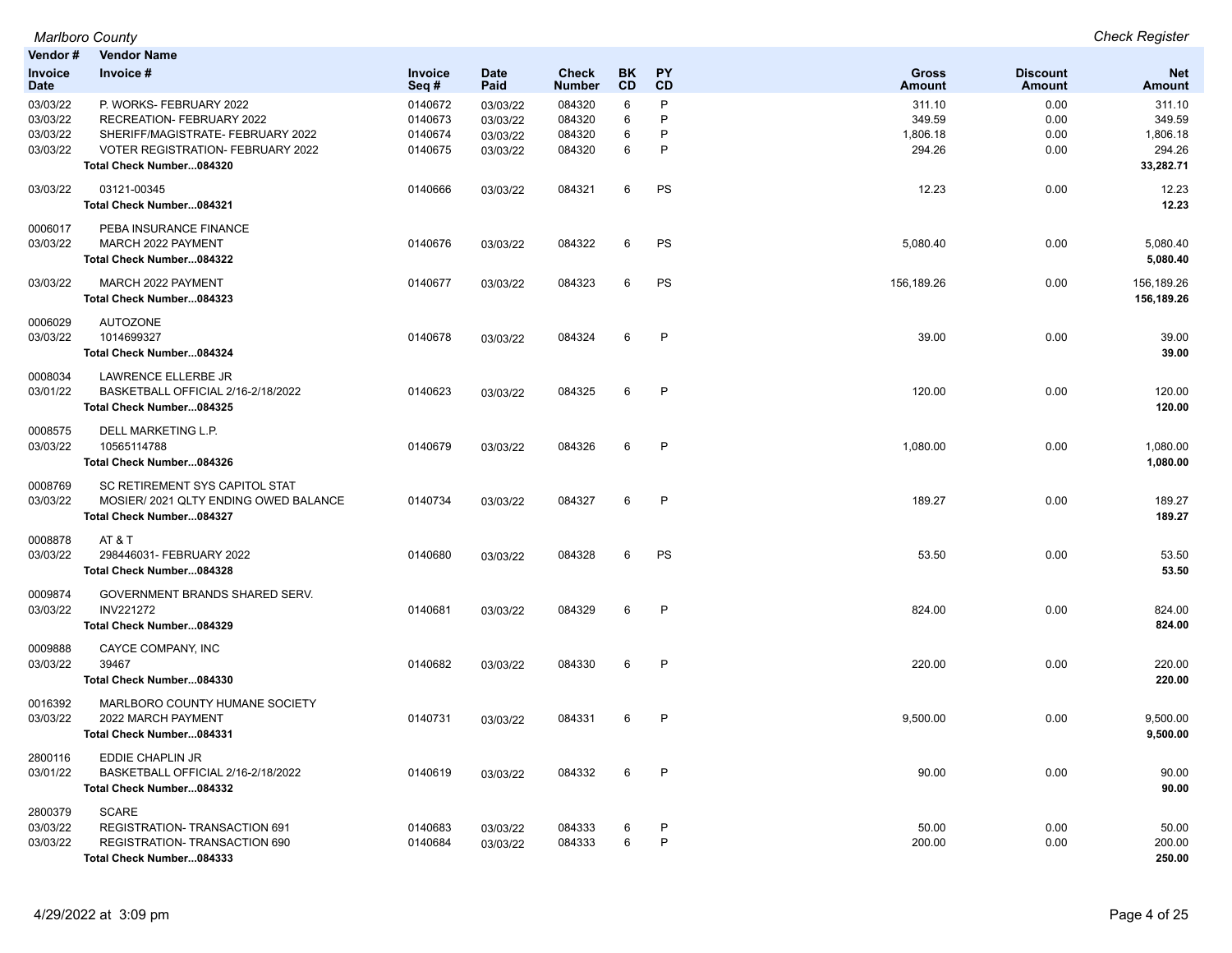| Vendor # / Invoice Date | Vendor Name / Invoice # | Invoice Seq # | Date Paid | Check Number | BK CD | PY CD | Gross Amount | Discount Amount | Net Amount |
|---|---|---|---|---|---|---|---|---|---|
| 03/03/22 | P. WORKS- FEBRUARY 2022 | 0140672 | 03/03/22 | 084320 | 6 | P | 311.10 | 0.00 | 311.10 |
| 03/03/22 | RECREATION- FEBRUARY 2022 | 0140673 | 03/03/22 | 084320 | 6 | P | 349.59 | 0.00 | 349.59 |
| 03/03/22 | SHERIFF/MAGISTRATE- FEBRUARY 2022 | 0140674 | 03/03/22 | 084320 | 6 | P | 1,806.18 | 0.00 | 1,806.18 |
| 03/03/22 | VOTER REGISTRATION- FEBRUARY 2022 | 0140675 | 03/03/22 | 084320 | 6 | P | 294.26 | 0.00 | 294.26 |
| | **Total Check Number...084320** | | | | | | | | **33,282.71** |
| 03/03/22 | 03121-00345 | 0140666 | 03/03/22 | 084321 | 6 | PS | 12.23 | 0.00 | 12.23 |
| | **Total Check Number...084321** | | | | | | | | **12.23** |
| 0006017 | PEBA INSURANCE FINANCE | | | | | | | | |
| 03/03/22 | MARCH 2022 PAYMENT | 0140676 | 03/03/22 | 084322 | 6 | PS | 5,080.40 | 0.00 | 5,080.40 |
| | **Total Check Number...084322** | | | | | | | | **5,080.40** |
| 03/03/22 | MARCH 2022 PAYMENT | 0140677 | 03/03/22 | 084323 | 6 | PS | 156,189.26 | 0.00 | 156,189.26 |
| | **Total Check Number...084323** | | | | | | | | **156,189.26** |
| 0006029 | AUTOZONE | | | | | | | | |
| 03/03/22 | 1014699327 | 0140678 | 03/03/22 | 084324 | 6 | P | 39.00 | 0.00 | 39.00 |
| | **Total Check Number...084324** | | | | | | | | **39.00** |
| 0008034 | LAWRENCE ELLERBE JR | | | | | | | | |
| 03/01/22 | BASKETBALL OFFICIAL 2/16-2/18/2022 | 0140623 | 03/03/22 | 084325 | 6 | P | 120.00 | 0.00 | 120.00 |
| | **Total Check Number...084325** | | | | | | | | **120.00** |
| 0008575 | DELL MARKETING L.P. | | | | | | | | |
| 03/03/22 | 10565114788 | 0140679 | 03/03/22 | 084326 | 6 | P | 1,080.00 | 0.00 | 1,080.00 |
| | **Total Check Number...084326** | | | | | | | | **1,080.00** |
| 0008769 | SC RETIREMENT SYS CAPITOL STAT | | | | | | | | |
| 03/03/22 | MOSIER/ 2021 QLTY ENDING OWED BALANCE | 0140734 | 03/03/22 | 084327 | 6 | P | 189.27 | 0.00 | 189.27 |
| | **Total Check Number...084327** | | | | | | | | **189.27** |
| 0008878 | AT & T | | | | | | | | |
| 03/03/22 | 298446031- FEBRUARY 2022 | 0140680 | 03/03/22 | 084328 | 6 | PS | 53.50 | 0.00 | 53.50 |
| | **Total Check Number...084328** | | | | | | | | **53.50** |
| 0009874 | GOVERNMENT BRANDS SHARED SERV. | | | | | | | | |
| 03/03/22 | INV221272 | 0140681 | 03/03/22 | 084329 | 6 | P | 824.00 | 0.00 | 824.00 |
| | **Total Check Number...084329** | | | | | | | | **824.00** |
| 0009888 | CAYCE COMPANY, INC | | | | | | | | |
| 03/03/22 | 39467 | 0140682 | 03/03/22 | 084330 | 6 | P | 220.00 | 0.00 | 220.00 |
| | **Total Check Number...084330** | | | | | | | | **220.00** |
| 0016392 | MARLBORO COUNTY HUMANE SOCIETY | | | | | | | | |
| 03/03/22 | 2022 MARCH PAYMENT | 0140731 | 03/03/22 | 084331 | 6 | P | 9,500.00 | 0.00 | 9,500.00 |
| | **Total Check Number...084331** | | | | | | | | **9,500.00** |
| 2800116 | EDDIE CHAPLIN JR | | | | | | | | |
| 03/01/22 | BASKETBALL OFFICIAL 2/16-2/18/2022 | 0140619 | 03/03/22 | 084332 | 6 | P | 90.00 | 0.00 | 90.00 |
| | **Total Check Number...084332** | | | | | | | | **90.00** |
| 2800379 | SCARE | | | | | | | | |
| 03/03/22 | REGISTRATION- TRANSACTION 691 | 0140683 | 03/03/22 | 084333 | 6 | P | 50.00 | 0.00 | 50.00 |
| 03/03/22 | REGISTRATION- TRANSACTION 690 | 0140684 | 03/03/22 | 084333 | 6 | P | 200.00 | 0.00 | 200.00 |
| | **Total Check Number...084333** | | | | | | | | **250.00** |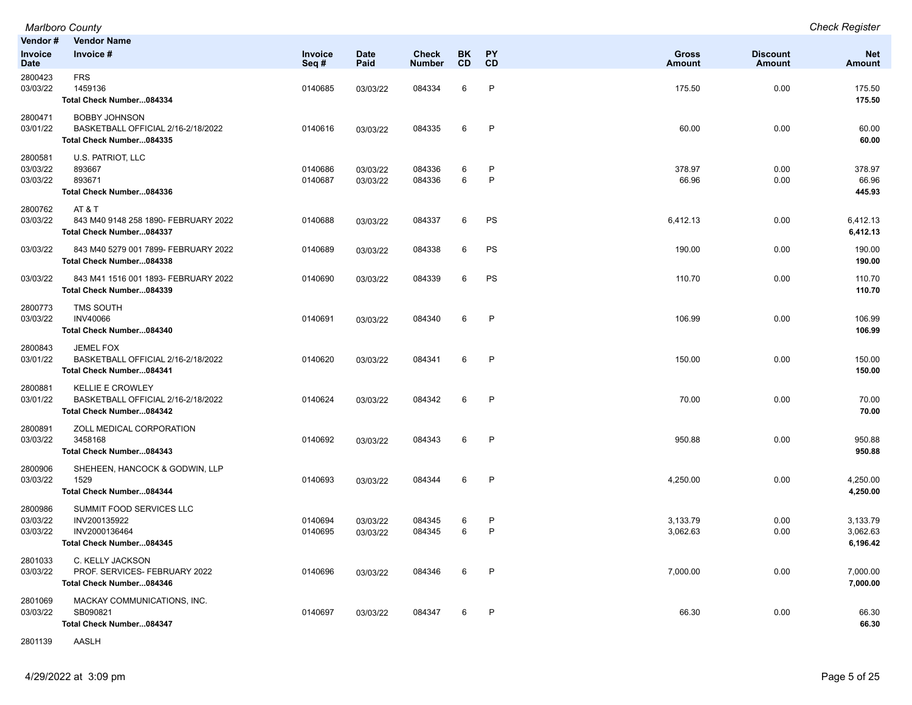| Vendor # | Vendor Name | | | | | | | | |
|---|---|---|---|---|---|---|---|---|---|
| Invoice Date | Invoice # | Invoice Seq # | Date Paid | Check Number | BK CD | PY CD | Gross Amount | Discount Amount | Net Amount |
| 2800423 | FRS | | | | | | | | |
| 03/03/22 | 1459136 | 0140685 | 03/03/22 | 084334 | 6 | P | 175.50 | 0.00 | 175.50 |
| | **Total Check Number...084334** | | | | | | | | **175.50** |
| 2800471 | BOBBY JOHNSON | | | | | | | | |
| 03/01/22 | BASKETBALL OFFICIAL 2/16-2/18/2022 | 0140616 | 03/03/22 | 084335 | 6 | P | 60.00 | 0.00 | 60.00 |
| | **Total Check Number...084335** | | | | | | | | **60.00** |
| 2800581 | U.S. PATRIOT, LLC | | | | | | | | |
| 03/03/22 | 893667 | 0140686 | 03/03/22 | 084336 | 6 | P | 378.97 | 0.00 | 378.97 |
| 03/03/22 | 893671 | 0140687 | 03/03/22 | 084336 | 6 | P | 66.96 | 0.00 | 66.96 |
| | **Total Check Number...084336** | | | | | | | | **445.93** |
| 2800762 | AT & T | | | | | | | | |
| 03/03/22 | 843 M40 9148 258 1890- FEBRUARY 2022 | 0140688 | 03/03/22 | 084337 | 6 | PS | 6,412.13 | 0.00 | 6,412.13 |
| | **Total Check Number...084337** | | | | | | | | **6,412.13** |
| 03/03/22 | 843 M40 5279 001 7899- FEBRUARY 2022 | 0140689 | 03/03/22 | 084338 | 6 | PS | 190.00 | 0.00 | 190.00 |
| | **Total Check Number...084338** | | | | | | | | **190.00** |
| 03/03/22 | 843 M41 1516 001 1893- FEBRUARY 2022 | 0140690 | 03/03/22 | 084339 | 6 | PS | 110.70 | 0.00 | 110.70 |
| | **Total Check Number...084339** | | | | | | | | **110.70** |
| 2800773 | TMS SOUTH | | | | | | | | |
| 03/03/22 | INV40066 | 0140691 | 03/03/22 | 084340 | 6 | P | 106.99 | 0.00 | 106.99 |
| | **Total Check Number...084340** | | | | | | | | **106.99** |
| 2800843 | JEMEL FOX | | | | | | | | |
| 03/01/22 | BASKETBALL OFFICIAL 2/16-2/18/2022 | 0140620 | 03/03/22 | 084341 | 6 | P | 150.00 | 0.00 | 150.00 |
| | **Total Check Number...084341** | | | | | | | | **150.00** |
| 2800881 | KELLIE E CROWLEY | | | | | | | | |
| 03/01/22 | BASKETBALL OFFICIAL 2/16-2/18/2022 | 0140624 | 03/03/22 | 084342 | 6 | P | 70.00 | 0.00 | 70.00 |
| | **Total Check Number...084342** | | | | | | | | **70.00** |
| 2800891 | ZOLL MEDICAL CORPORATION | | | | | | | | |
| 03/03/22 | 3458168 | 0140692 | 03/03/22 | 084343 | 6 | P | 950.88 | 0.00 | 950.88 |
| | **Total Check Number...084343** | | | | | | | | **950.88** |
| 2800906 | SHEHEEN, HANCOCK & GODWIN, LLP | | | | | | | | |
| 03/03/22 | 1529 | 0140693 | 03/03/22 | 084344 | 6 | P | 4,250.00 | 0.00 | 4,250.00 |
| | **Total Check Number...084344** | | | | | | | | **4,250.00** |
| 2800986 | SUMMIT FOOD SERVICES LLC | | | | | | | | |
| 03/03/22 | INV200135922 | 0140694 | 03/03/22 | 084345 | 6 | P | 3,133.79 | 0.00 | 3,133.79 |
| 03/03/22 | INV2000136464 | 0140695 | 03/03/22 | 084345 | 6 | P | 3,062.63 | 0.00 | 3,062.63 |
| | **Total Check Number...084345** | | | | | | | | **6,196.42** |
| 2801033 | C. KELLY JACKSON | | | | | | | | |
| 03/03/22 | PROF. SERVICES- FEBRUARY 2022 | 0140696 | 03/03/22 | 084346 | 6 | P | 7,000.00 | 0.00 | 7,000.00 |
| | **Total Check Number...084346** | | | | | | | | **7,000.00** |
| 2801069 | MACKAY COMMUNICATIONS, INC. | | | | | | | | |
| 03/03/22 | SB090821 | 0140697 | 03/03/22 | 084347 | 6 | P | 66.30 | 0.00 | 66.30 |
| | **Total Check Number...084347** | | | | | | | | **66.30** |
| 2801139 | AASLH | | | | | | | | |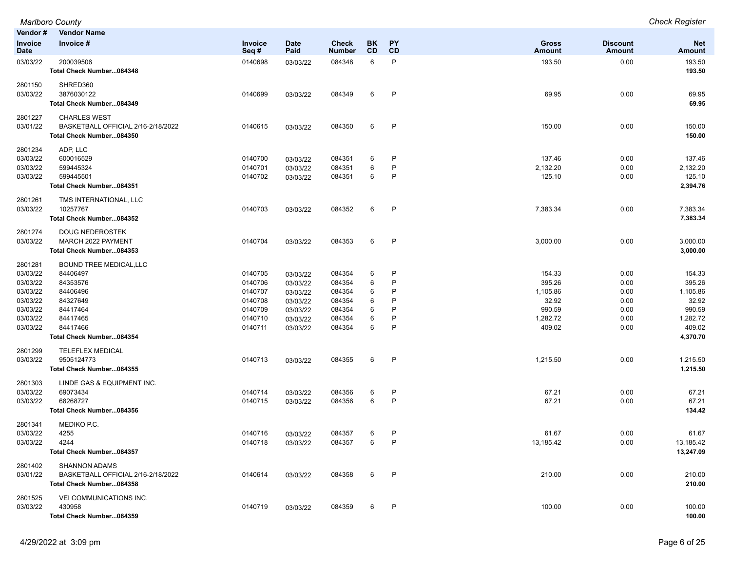| Vendor # / Invoice Date | Vendor Name / Invoice # | Invoice Seq # | Date Paid | Check Number | BK CD | PY CD | Gross Amount | Discount Amount | Net Amount |
|---|---|---|---|---|---|---|---|---|---|
| 03/03/22 | 200039506 | 0140698 | 03/03/22 | 084348 | 6 | P | 193.50 | 0.00 | 193.50 |
| | **Total Check Number...084348** | | | | | | | | **193.50** |
| 2801150 | SHRED360 | | | | | | | | |
| 03/03/22 | 3876030122 | 0140699 | 03/03/22 | 084349 | 6 | P | 69.95 | 0.00 | 69.95 |
| | **Total Check Number...084349** | | | | | | | | **69.95** |
| 2801227 | CHARLES WEST | | | | | | | | |
| 03/01/22 | BASKETBALL OFFICIAL 2/16-2/18/2022 | 0140615 | 03/03/22 | 084350 | 6 | P | 150.00 | 0.00 | 150.00 |
| | **Total Check Number...084350** | | | | | | | | **150.00** |
| 2801234 | ADP, LLC | | | | | | | | |
| 03/03/22 | 600016529 | 0140700 | 03/03/22 | 084351 | 6 | P | 137.46 | 0.00 | 137.46 |
| 03/03/22 | 599445324 | 0140701 | 03/03/22 | 084351 | 6 | P | 2,132.20 | 0.00 | 2,132.20 |
| 03/03/22 | 599445501 | 0140702 | 03/03/22 | 084351 | 6 | P | 125.10 | 0.00 | 125.10 |
| | **Total Check Number...084351** | | | | | | | | **2,394.76** |
| 2801261 | TMS INTERNATIONAL, LLC | | | | | | | | |
| 03/03/22 | 10257767 | 0140703 | 03/03/22 | 084352 | 6 | P | 7,383.34 | 0.00 | 7,383.34 |
| | **Total Check Number...084352** | | | | | | | | **7,383.34** |
| 2801274 | DOUG NEDEROSTEK | | | | | | | | |
| 03/03/22 | MARCH 2022 PAYMENT | 0140704 | 03/03/22 | 084353 | 6 | P | 3,000.00 | 0.00 | 3,000.00 |
| | **Total Check Number...084353** | | | | | | | | **3,000.00** |
| 2801281 | BOUND TREE MEDICAL,LLC | | | | | | | | |
| 03/03/22 | 84406497 | 0140705 | 03/03/22 | 084354 | 6 | P | 154.33 | 0.00 | 154.33 |
| 03/03/22 | 84353576 | 0140706 | 03/03/22 | 084354 | 6 | P | 395.26 | 0.00 | 395.26 |
| 03/03/22 | 84406496 | 0140707 | 03/03/22 | 084354 | 6 | P | 1,105.86 | 0.00 | 1,105.86 |
| 03/03/22 | 84327649 | 0140708 | 03/03/22 | 084354 | 6 | P | 32.92 | 0.00 | 32.92 |
| 03/03/22 | 84417464 | 0140709 | 03/03/22 | 084354 | 6 | P | 990.59 | 0.00 | 990.59 |
| 03/03/22 | 84417465 | 0140710 | 03/03/22 | 084354 | 6 | P | 1,282.72 | 0.00 | 1,282.72 |
| 03/03/22 | 84417466 | 0140711 | 03/03/22 | 084354 | 6 | P | 409.02 | 0.00 | 409.02 |
| | **Total Check Number...084354** | | | | | | | | **4,370.70** |
| 2801299 | TELEFLEX MEDICAL | | | | | | | | |
| 03/03/22 | 9505124773 | 0140713 | 03/03/22 | 084355 | 6 | P | 1,215.50 | 0.00 | 1,215.50 |
| | **Total Check Number...084355** | | | | | | | | **1,215.50** |
| 2801303 | LINDE GAS & EQUIPMENT INC. | | | | | | | | |
| 03/03/22 | 69073434 | 0140714 | 03/03/22 | 084356 | 6 | P | 67.21 | 0.00 | 67.21 |
| 03/03/22 | 68268727 | 0140715 | 03/03/22 | 084356 | 6 | P | 67.21 | 0.00 | 67.21 |
| | **Total Check Number...084356** | | | | | | | | **134.42** |
| 2801341 | MEDIKO P.C. | | | | | | | | |
| 03/03/22 | 4255 | 0140716 | 03/03/22 | 084357 | 6 | P | 61.67 | 0.00 | 61.67 |
| 03/03/22 | 4244 | 0140718 | 03/03/22 | 084357 | 6 | P | 13,185.42 | 0.00 | 13,185.42 |
| | **Total Check Number...084357** | | | | | | | | **13,247.09** |
| 2801402 | SHANNON ADAMS | | | | | | | | |
| 03/01/22 | BASKETBALL OFFICIAL 2/16-2/18/2022 | 0140614 | 03/03/22 | 084358 | 6 | P | 210.00 | 0.00 | 210.00 |
| | **Total Check Number...084358** | | | | | | | | **210.00** |
| 2801525 | VEI COMMUNICATIONS INC. | | | | | | | | |
| 03/03/22 | 430958 | 0140719 | 03/03/22 | 084359 | 6 | P | 100.00 | 0.00 | 100.00 |
| | **Total Check Number...084359** | | | | | | | | **100.00** |

4/29/2022 at 3:09 pm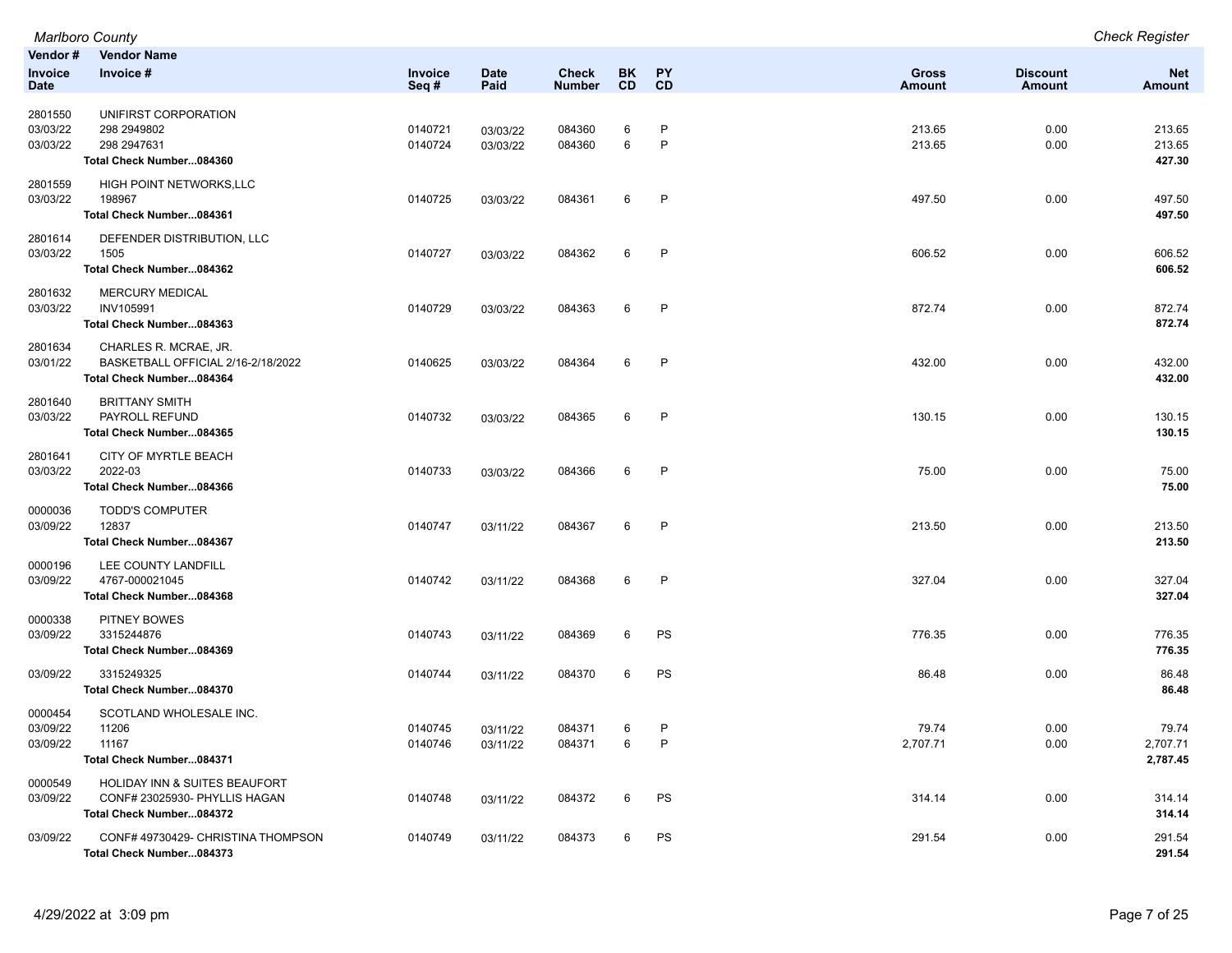| Vendor # / Invoice Date | Vendor Name / Invoice # | Invoice Seq # | Date Paid | Check Number | BK CD | PY CD | Gross Amount | Discount Amount | Net Amount |
|---|---|---|---|---|---|---|---|---|---|
| 2801550 | UNIFIRST CORPORATION | | | | | | | | |
| 03/03/22 | 298 2949802 | 0140721 | 03/03/22 | 084360 | 6 | P | 213.65 | 0.00 | 213.65 |
| 03/03/22 | 298 2947631 | 0140724 | 03/03/22 | 084360 | 6 | P | 213.65 | 0.00 | 213.65 |
| | **Total Check Number...084360** | | | | | | | | **427.30** |
| 2801559 | HIGH POINT NETWORKS,LLC | | | | | | | | |
| 03/03/22 | 198967 | 0140725 | 03/03/22 | 084361 | 6 | P | 497.50 | 0.00 | 497.50 |
| | **Total Check Number...084361** | | | | | | | | **497.50** |
| 2801614 | DEFENDER DISTRIBUTION, LLC | | | | | | | | |
| 03/03/22 | 1505 | 0140727 | 03/03/22 | 084362 | 6 | P | 606.52 | 0.00 | 606.52 |
| | **Total Check Number...084362** | | | | | | | | **606.52** |
| 2801632 | MERCURY MEDICAL | | | | | | | | |
| 03/03/22 | INV105991 | 0140729 | 03/03/22 | 084363 | 6 | P | 872.74 | 0.00 | 872.74 |
| | **Total Check Number...084363** | | | | | | | | **872.74** |
| 2801634 | CHARLES R. MCRAE, JR. | | | | | | | | |
| 03/01/22 | BASKETBALL OFFICIAL 2/16-2/18/2022 | 0140625 | 03/03/22 | 084364 | 6 | P | 432.00 | 0.00 | 432.00 |
| | **Total Check Number...084364** | | | | | | | | **432.00** |
| 2801640 | BRITTANY SMITH | | | | | | | | |
| 03/03/22 | PAYROLL REFUND | 0140732 | 03/03/22 | 084365 | 6 | P | 130.15 | 0.00 | 130.15 |
| | **Total Check Number...084365** | | | | | | | | **130.15** |
| 2801641 | CITY OF MYRTLE BEACH | | | | | | | | |
| 03/03/22 | 2022-03 | 0140733 | 03/03/22 | 084366 | 6 | P | 75.00 | 0.00 | 75.00 |
| | **Total Check Number...084366** | | | | | | | | **75.00** |
| 0000036 | TODD'S COMPUTER | | | | | | | | |
| 03/09/22 | 12837 | 0140747 | 03/11/22 | 084367 | 6 | P | 213.50 | 0.00 | 213.50 |
| | **Total Check Number...084367** | | | | | | | | **213.50** |
| 0000196 | LEE COUNTY LANDFILL | | | | | | | | |
| 03/09/22 | 4767-000021045 | 0140742 | 03/11/22 | 084368 | 6 | P | 327.04 | 0.00 | 327.04 |
| | **Total Check Number...084368** | | | | | | | | **327.04** |
| 0000338 | PITNEY BOWES | | | | | | | | |
| 03/09/22 | 3315244876 | 0140743 | 03/11/22 | 084369 | 6 | PS | 776.35 | 0.00 | 776.35 |
| | **Total Check Number...084369** | | | | | | | | **776.35** |
| 03/09/22 | 3315249325 | 0140744 | 03/11/22 | 084370 | 6 | PS | 86.48 | 0.00 | 86.48 |
| | **Total Check Number...084370** | | | | | | | | **86.48** |
| 0000454 | SCOTLAND WHOLESALE INC. | | | | | | | | |
| 03/09/22 | 11206 | 0140745 | 03/11/22 | 084371 | 6 | P | 79.74 | 0.00 | 79.74 |
| 03/09/22 | 11167 | 0140746 | 03/11/22 | 084371 | 6 | P | 2,707.71 | 0.00 | 2,707.71 |
| | **Total Check Number...084371** | | | | | | | | **2,787.45** |
| 0000549 | HOLIDAY INN & SUITES BEAUFORT | | | | | | | | |
| 03/09/22 | CONF# 23025930- PHYLLIS HAGAN | 0140748 | 03/11/22 | 084372 | 6 | PS | 314.14 | 0.00 | 314.14 |
| | **Total Check Number...084372** | | | | | | | | **314.14** |
| 03/09/22 | CONF# 49730429- CHRISTINA THOMPSON | 0140749 | 03/11/22 | 084373 | 6 | PS | 291.54 | 0.00 | 291.54 |
| | **Total Check Number...084373** | | | | | | | | **291.54** |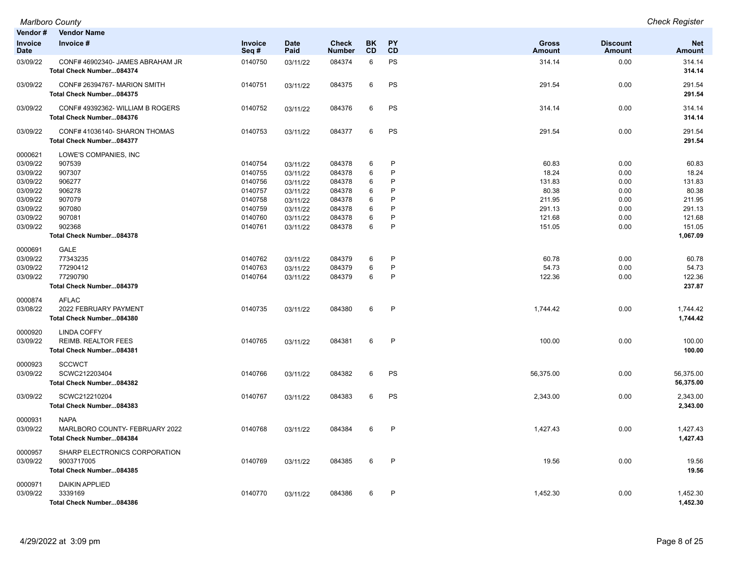| Vendor # | Vendor Name | | | | | | | | |
|---|---|---|---|---|---|---|---|---|---|
| Invoice Date | Invoice # | Invoice Seq # | Date Paid | Check Number | BK CD | PY CD | Gross Amount | Discount Amount | Net Amount |
| 03/09/22 | CONF# 46902340- JAMES ABRAHAM JR | 0140750 | 03/11/22 | 084374 | 6 | PS | 314.14 | 0.00 | 314.14 |
| | **Total Check Number...084374** | | | | | | | | **314.14** |
| 03/09/22 | CONF# 26394767- MARION SMITH | 0140751 | 03/11/22 | 084375 | 6 | PS | 291.54 | 0.00 | 291.54 |
| | **Total Check Number...084375** | | | | | | | | **291.54** |
| 03/09/22 | CONF# 49392362- WILLIAM B ROGERS | 0140752 | 03/11/22 | 084376 | 6 | PS | 314.14 | 0.00 | 314.14 |
| | **Total Check Number...084376** | | | | | | | | **314.14** |
| 03/09/22 | CONF# 41036140- SHARON THOMAS | 0140753 | 03/11/22 | 084377 | 6 | PS | 291.54 | 0.00 | 291.54 |
| | **Total Check Number...084377** | | | | | | | | **291.54** |
| 0000621 | LOWE'S COMPANIES, INC | | | | | | | | |
| 03/09/22 | 907539 | 0140754 | 03/11/22 | 084378 | 6 | P | 60.83 | 0.00 | 60.83 |
| 03/09/22 | 907307 | 0140755 | 03/11/22 | 084378 | 6 | P | 18.24 | 0.00 | 18.24 |
| 03/09/22 | 906277 | 0140756 | 03/11/22 | 084378 | 6 | P | 131.83 | 0.00 | 131.83 |
| 03/09/22 | 906278 | 0140757 | 03/11/22 | 084378 | 6 | P | 80.38 | 0.00 | 80.38 |
| 03/09/22 | 907079 | 0140758 | 03/11/22 | 084378 | 6 | P | 211.95 | 0.00 | 211.95 |
| 03/09/22 | 907080 | 0140759 | 03/11/22 | 084378 | 6 | P | 291.13 | 0.00 | 291.13 |
| 03/09/22 | 907081 | 0140760 | 03/11/22 | 084378 | 6 | P | 121.68 | 0.00 | 121.68 |
| 03/09/22 | 902368 | 0140761 | 03/11/22 | 084378 | 6 | P | 151.05 | 0.00 | 151.05 |
| | **Total Check Number...084378** | | | | | | | | **1,067.09** |
| 0000691 | GALE | | | | | | | | |
| 03/09/22 | 77343235 | 0140762 | 03/11/22 | 084379 | 6 | P | 60.78 | 0.00 | 60.78 |
| 03/09/22 | 77290412 | 0140763 | 03/11/22 | 084379 | 6 | P | 54.73 | 0.00 | 54.73 |
| 03/09/22 | 77290790 | 0140764 | 03/11/22 | 084379 | 6 | P | 122.36 | 0.00 | 122.36 |
| | **Total Check Number...084379** | | | | | | | | **237.87** |
| 0000874 | AFLAC | | | | | | | | |
| 03/08/22 | 2022 FEBRUARY PAYMENT | 0140735 | 03/11/22 | 084380 | 6 | P | 1,744.42 | 0.00 | 1,744.42 |
| | **Total Check Number...084380** | | | | | | | | **1,744.42** |
| 0000920 | LINDA COFFY | | | | | | | | |
| 03/09/22 | REIMB. REALTOR FEES | 0140765 | 03/11/22 | 084381 | 6 | P | 100.00 | 0.00 | 100.00 |
| | **Total Check Number...084381** | | | | | | | | **100.00** |
| 0000923 | SCCWCT | | | | | | | | |
| 03/09/22 | SCWC212203404 | 0140766 | 03/11/22 | 084382 | 6 | PS | 56,375.00 | 0.00 | 56,375.00 |
| | **Total Check Number...084382** | | | | | | | | **56,375.00** |
| 03/09/22 | SCWC212210204 | 0140767 | 03/11/22 | 084383 | 6 | PS | 2,343.00 | 0.00 | 2,343.00 |
| | **Total Check Number...084383** | | | | | | | | **2,343.00** |
| 0000931 | NAPA | | | | | | | | |
| 03/09/22 | MARLBORO COUNTY- FEBRUARY 2022 | 0140768 | 03/11/22 | 084384 | 6 | P | 1,427.43 | 0.00 | 1,427.43 |
| | **Total Check Number...084384** | | | | | | | | **1,427.43** |
| 0000957 | SHARP ELECTRONICS CORPORATION | | | | | | | | |
| 03/09/22 | 9003717005 | 0140769 | 03/11/22 | 084385 | 6 | P | 19.56 | 0.00 | 19.56 |
| | **Total Check Number...084385** | | | | | | | | **19.56** |
| 0000971 | DAIKIN APPLIED | | | | | | | | |
| 03/09/22 | 3339169 | 0140770 | 03/11/22 | 084386 | 6 | P | 1,452.30 | 0.00 | 1,452.30 |
| | **Total Check Number...084386** | | | | | | | | **1,452.30** |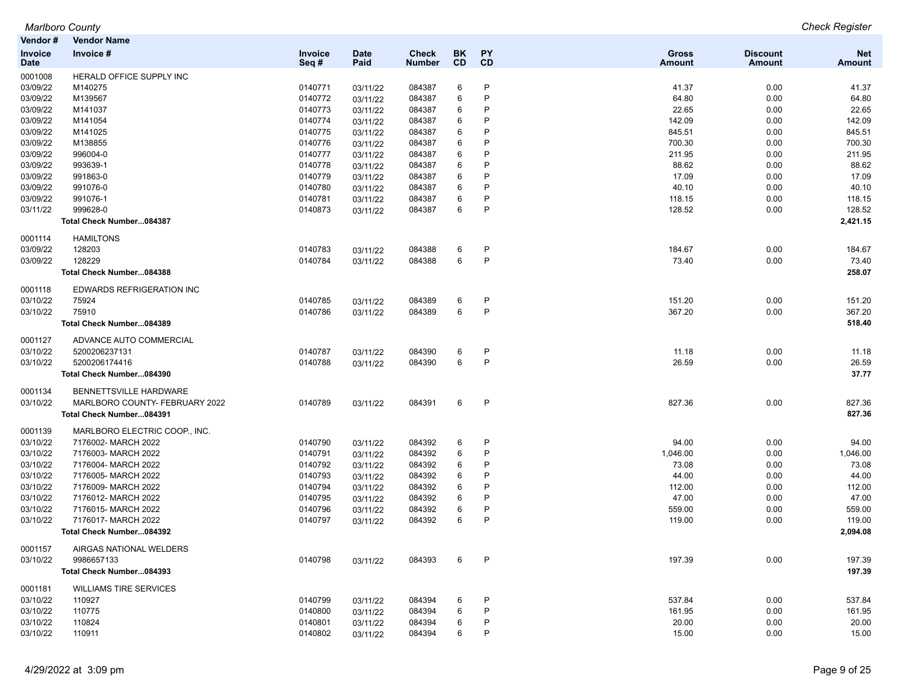| Vendor # | Vendor Name | | | | | | | | |
|---|---|---|---|---|---|---|---|---|---|
| Invoice Date | Invoice # | Invoice Seq # | Date Paid | Check Number | BK CD | PY CD | Gross Amount | Discount Amount | Net Amount |
| 0001008 | HERALD OFFICE SUPPLY INC | | | | | | | | |
| 03/09/22 | M140275 | 0140771 | 03/11/22 | 084387 | 6 | P | 41.37 | 0.00 | 41.37 |
| 03/09/22 | M139567 | 0140772 | 03/11/22 | 084387 | 6 | P | 64.80 | 0.00 | 64.80 |
| 03/09/22 | M141037 | 0140773 | 03/11/22 | 084387 | 6 | P | 22.65 | 0.00 | 22.65 |
| 03/09/22 | M141054 | 0140774 | 03/11/22 | 084387 | 6 | P | 142.09 | 0.00 | 142.09 |
| 03/09/22 | M141025 | 0140775 | 03/11/22 | 084387 | 6 | P | 845.51 | 0.00 | 845.51 |
| 03/09/22 | M138855 | 0140776 | 03/11/22 | 084387 | 6 | P | 700.30 | 0.00 | 700.30 |
| 03/09/22 | 996004-0 | 0140777 | 03/11/22 | 084387 | 6 | P | 211.95 | 0.00 | 211.95 |
| 03/09/22 | 993639-1 | 0140778 | 03/11/22 | 084387 | 6 | P | 88.62 | 0.00 | 88.62 |
| 03/09/22 | 991863-0 | 0140779 | 03/11/22 | 084387 | 6 | P | 17.09 | 0.00 | 17.09 |
| 03/09/22 | 991076-0 | 0140780 | 03/11/22 | 084387 | 6 | P | 40.10 | 0.00 | 40.10 |
| 03/09/22 | 991076-1 | 0140781 | 03/11/22 | 084387 | 6 | P | 118.15 | 0.00 | 118.15 |
| 03/11/22 | 999628-0 | 0140873 | 03/11/22 | 084387 | 6 | P | 128.52 | 0.00 | 128.52 |
| | **Total Check Number...084387** | | | | | | | | **2,421.15** |
| 0001114 | HAMILTONS | | | | | | | | |
| 03/09/22 | 128203 | 0140783 | 03/11/22 | 084388 | 6 | P | 184.67 | 0.00 | 184.67 |
| 03/09/22 | 128229 | 0140784 | 03/11/22 | 084388 | 6 | P | 73.40 | 0.00 | 73.40 |
| | **Total Check Number...084388** | | | | | | | | **258.07** |
| 0001118 | EDWARDS REFRIGERATION INC | | | | | | | | |
| 03/10/22 | 75924 | 0140785 | 03/11/22 | 084389 | 6 | P | 151.20 | 0.00 | 151.20 |
| 03/10/22 | 75910 | 0140786 | 03/11/22 | 084389 | 6 | P | 367.20 | 0.00 | 367.20 |
| | **Total Check Number...084389** | | | | | | | | **518.40** |
| 0001127 | ADVANCE AUTO COMMERCIAL | | | | | | | | |
| 03/10/22 | 5200206237131 | 0140787 | 03/11/22 | 084390 | 6 | P | 11.18 | 0.00 | 11.18 |
| 03/10/22 | 5200206174416 | 0140788 | 03/11/22 | 084390 | 6 | P | 26.59 | 0.00 | 26.59 |
| | **Total Check Number...084390** | | | | | | | | **37.77** |
| 0001134 | BENNETTSVILLE HARDWARE | | | | | | | | |
| 03/10/22 | MARLBORO COUNTY- FEBRUARY 2022 | 0140789 | 03/11/22 | 084391 | 6 | P | 827.36 | 0.00 | 827.36 |
| | **Total Check Number...084391** | | | | | | | | **827.36** |
| 0001139 | MARLBORO ELECTRIC COOP., INC. | | | | | | | | |
| 03/10/22 | 7176002- MARCH 2022 | 0140790 | 03/11/22 | 084392 | 6 | P | 94.00 | 0.00 | 94.00 |
| 03/10/22 | 7176003- MARCH 2022 | 0140791 | 03/11/22 | 084392 | 6 | P | 1,046.00 | 0.00 | 1,046.00 |
| 03/10/22 | 7176004- MARCH 2022 | 0140792 | 03/11/22 | 084392 | 6 | P | 73.08 | 0.00 | 73.08 |
| 03/10/22 | 7176005- MARCH 2022 | 0140793 | 03/11/22 | 084392 | 6 | P | 44.00 | 0.00 | 44.00 |
| 03/10/22 | 7176009- MARCH 2022 | 0140794 | 03/11/22 | 084392 | 6 | P | 112.00 | 0.00 | 112.00 |
| 03/10/22 | 7176012- MARCH 2022 | 0140795 | 03/11/22 | 084392 | 6 | P | 47.00 | 0.00 | 47.00 |
| 03/10/22 | 7176015- MARCH 2022 | 0140796 | 03/11/22 | 084392 | 6 | P | 559.00 | 0.00 | 559.00 |
| 03/10/22 | 7176017- MARCH 2022 | 0140797 | 03/11/22 | 084392 | 6 | P | 119.00 | 0.00 | 119.00 |
| | **Total Check Number...084392** | | | | | | | | **2,094.08** |
| 0001157 | AIRGAS NATIONAL WELDERS | | | | | | | | |
| 03/10/22 | 9986657133 | 0140798 | 03/11/22 | 084393 | 6 | P | 197.39 | 0.00 | 197.39 |
| | **Total Check Number...084393** | | | | | | | | **197.39** |
| 0001181 | WILLIAMS TIRE SERVICES | | | | | | | | |
| 03/10/22 | 110927 | 0140799 | 03/11/22 | 084394 | 6 | P | 537.84 | 0.00 | 537.84 |
| 03/10/22 | 110775 | 0140800 | 03/11/22 | 084394 | 6 | P | 161.95 | 0.00 | 161.95 |
| 03/10/22 | 110824 | 0140801 | 03/11/22 | 084394 | 6 | P | 20.00 | 0.00 | 20.00 |
| 03/10/22 | 110911 | 0140802 | 03/11/22 | 084394 | 6 | P | 15.00 | 0.00 | 15.00 |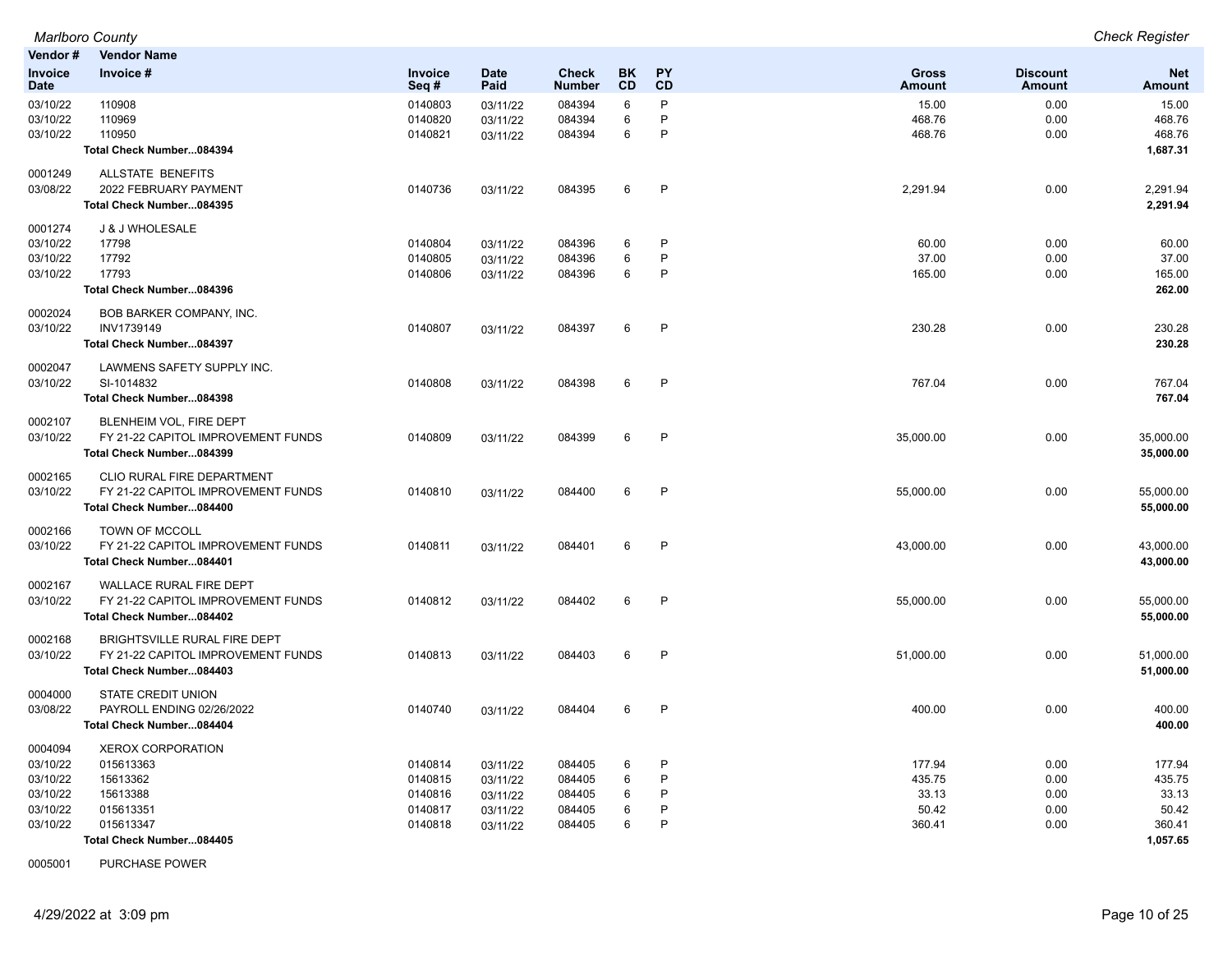| Vendor # / Invoice Date | Vendor Name / Invoice # | Invoice Seq # | Date Paid | Check Number | BK CD | PY CD | Gross Amount | Discount Amount | Net Amount |
|---|---|---|---|---|---|---|---|---|---|
| 03/10/22 | 110908 | 0140803 | 03/11/22 | 084394 | 6 | P | 15.00 | 0.00 | 15.00 |
| 03/10/22 | 110969 | 0140820 | 03/11/22 | 084394 | 6 | P | 468.76 | 0.00 | 468.76 |
| 03/10/22 | 110950 | 0140821 | 03/11/22 | 084394 | 6 | P | 468.76 | 0.00 | 468.76 |
| | **Total Check Number...084394** | | | | | | | | **1,687.31** |
| 0001249 | ALLSTATE BENEFITS | | | | | | | | |
| 03/08/22 | 2022 FEBRUARY PAYMENT | 0140736 | 03/11/22 | 084395 | 6 | P | 2,291.94 | 0.00 | 2,291.94 |
| | **Total Check Number...084395** | | | | | | | | **2,291.94** |
| 0001274 | J & J WHOLESALE | | | | | | | | |
| 03/10/22 | 17798 | 0140804 | 03/11/22 | 084396 | 6 | P | 60.00 | 0.00 | 60.00 |
| 03/10/22 | 17792 | 0140805 | 03/11/22 | 084396 | 6 | P | 37.00 | 0.00 | 37.00 |
| 03/10/22 | 17793 | 0140806 | 03/11/22 | 084396 | 6 | P | 165.00 | 0.00 | 165.00 |
| | **Total Check Number...084396** | | | | | | | | **262.00** |
| 0002024 | BOB BARKER COMPANY, INC. | | | | | | | | |
| 03/10/22 | INV1739149 | 0140807 | 03/11/22 | 084397 | 6 | P | 230.28 | 0.00 | 230.28 |
| | **Total Check Number...084397** | | | | | | | | **230.28** |
| 0002047 | LAWMENS SAFETY SUPPLY INC. | | | | | | | | |
| 03/10/22 | SI-1014832 | 0140808 | 03/11/22 | 084398 | 6 | P | 767.04 | 0.00 | 767.04 |
| | **Total Check Number...084398** | | | | | | | | **767.04** |
| 0002107 | BLENHEIM VOL, FIRE DEPT | | | | | | | | |
| 03/10/22 | FY 21-22 CAPITOL IMPROVEMENT FUNDS | 0140809 | 03/11/22 | 084399 | 6 | P | 35,000.00 | 0.00 | 35,000.00 |
| | **Total Check Number...084399** | | | | | | | | **35,000.00** |
| 0002165 | CLIO RURAL FIRE DEPARTMENT | | | | | | | | |
| 03/10/22 | FY 21-22 CAPITOL IMPROVEMENT FUNDS | 0140810 | 03/11/22 | 084400 | 6 | P | 55,000.00 | 0.00 | 55,000.00 |
| | **Total Check Number...084400** | | | | | | | | **55,000.00** |
| 0002166 | TOWN OF MCCOLL | | | | | | | | |
| 03/10/22 | FY 21-22 CAPITOL IMPROVEMENT FUNDS | 0140811 | 03/11/22 | 084401 | 6 | P | 43,000.00 | 0.00 | 43,000.00 |
| | **Total Check Number...084401** | | | | | | | | **43,000.00** |
| 0002167 | WALLACE RURAL FIRE DEPT | | | | | | | | |
| 03/10/22 | FY 21-22 CAPITOL IMPROVEMENT FUNDS | 0140812 | 03/11/22 | 084402 | 6 | P | 55,000.00 | 0.00 | 55,000.00 |
| | **Total Check Number...084402** | | | | | | | | **55,000.00** |
| 0002168 | BRIGHTSVILLE RURAL FIRE DEPT | | | | | | | | |
| 03/10/22 | FY 21-22 CAPITOL IMPROVEMENT FUNDS | 0140813 | 03/11/22 | 084403 | 6 | P | 51,000.00 | 0.00 | 51,000.00 |
| | **Total Check Number...084403** | | | | | | | | **51,000.00** |
| 0004000 | STATE CREDIT UNION | | | | | | | | |
| 03/08/22 | PAYROLL ENDING 02/26/2022 | 0140740 | 03/11/22 | 084404 | 6 | P | 400.00 | 0.00 | 400.00 |
| | **Total Check Number...084404** | | | | | | | | **400.00** |
| 0004094 | XEROX CORPORATION | | | | | | | | |
| 03/10/22 | 015613363 | 0140814 | 03/11/22 | 084405 | 6 | P | 177.94 | 0.00 | 177.94 |
| 03/10/22 | 15613362 | 0140815 | 03/11/22 | 084405 | 6 | P | 435.75 | 0.00 | 435.75 |
| 03/10/22 | 15613388 | 0140816 | 03/11/22 | 084405 | 6 | P | 33.13 | 0.00 | 33.13 |
| 03/10/22 | 015613351 | 0140817 | 03/11/22 | 084405 | 6 | P | 50.42 | 0.00 | 50.42 |
| 03/10/22 | 015613347 | 0140818 | 03/11/22 | 084405 | 6 | P | 360.41 | 0.00 | 360.41 |
| | **Total Check Number...084405** | | | | | | | | **1,057.65** |
| 0005001 | PURCHASE POWER | | | | | | | | |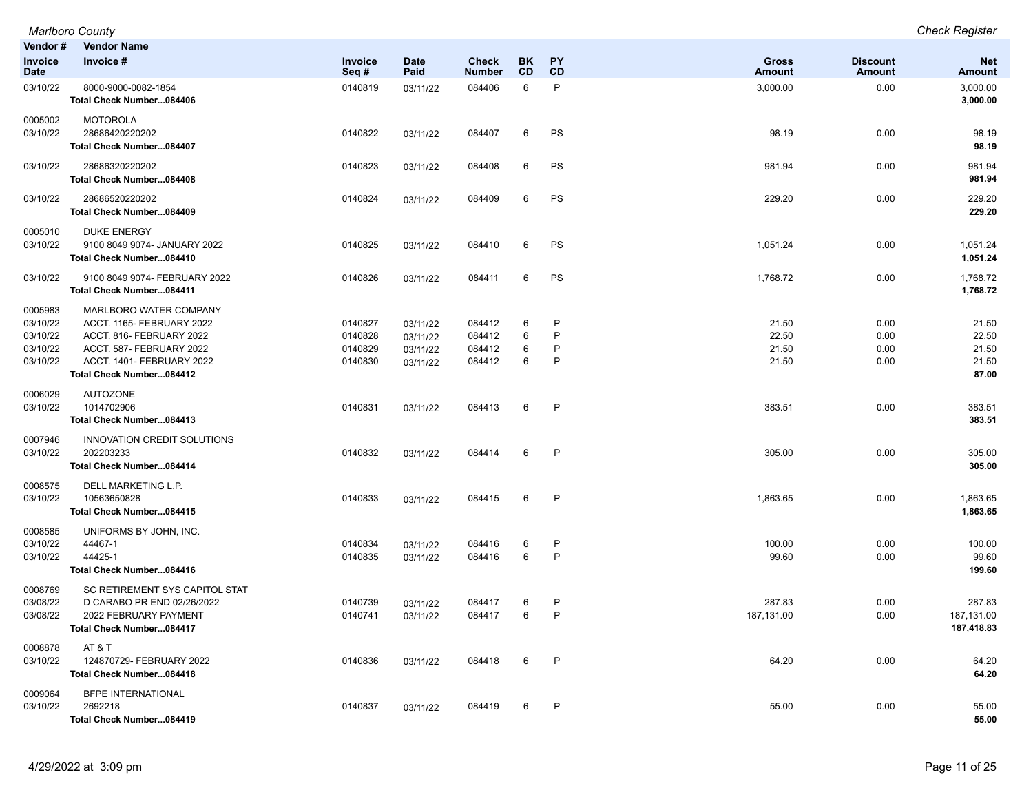| Vendor # / Invoice Date | Vendor Name / Invoice # | Invoice Seq # | Date Paid | Check Number | BK CD | PY CD | Gross Amount | Discount Amount | Net Amount |
|---|---|---|---|---|---|---|---|---|---|
| 03/10/22 | 8000-9000-0082-1854 | 0140819 | 03/11/22 | 084406 | 6 | P | 3,000.00 | 0.00 | 3,000.00 |
| | **Total Check Number...084406** | | | | | | | | **3,000.00** |
| 0005002 | MOTOROLA | | | | | | | | |
| 03/10/22 | 28686420220202 | 0140822 | 03/11/22 | 084407 | 6 | PS | 98.19 | 0.00 | 98.19 |
| | **Total Check Number...084407** | | | | | | | | **98.19** |
| 03/10/22 | 28686320220202 | 0140823 | 03/11/22 | 084408 | 6 | PS | 981.94 | 0.00 | 981.94 |
| | **Total Check Number...084408** | | | | | | | | **981.94** |
| 03/10/22 | 28686520220202 | 0140824 | 03/11/22 | 084409 | 6 | PS | 229.20 | 0.00 | 229.20 |
| | **Total Check Number...084409** | | | | | | | | **229.20** |
| 0005010 | DUKE ENERGY | | | | | | | | |
| 03/10/22 | 9100 8049 9074- JANUARY 2022 | 0140825 | 03/11/22 | 084410 | 6 | PS | 1,051.24 | 0.00 | 1,051.24 |
| | **Total Check Number...084410** | | | | | | | | **1,051.24** |
| 03/10/22 | 9100 8049 9074- FEBRUARY 2022 | 0140826 | 03/11/22 | 084411 | 6 | PS | 1,768.72 | 0.00 | 1,768.72 |
| | **Total Check Number...084411** | | | | | | | | **1,768.72** |
| 0005983 | MARLBORO WATER COMPANY | | | | | | | | |
| 03/10/22 | ACCT. 1165- FEBRUARY 2022 | 0140827 | 03/11/22 | 084412 | 6 | P | 21.50 | 0.00 | 21.50 |
| 03/10/22 | ACCT. 816- FEBRUARY 2022 | 0140828 | 03/11/22 | 084412 | 6 | P | 22.50 | 0.00 | 22.50 |
| 03/10/22 | ACCT. 587- FEBRUARY 2022 | 0140829 | 03/11/22 | 084412 | 6 | P | 21.50 | 0.00 | 21.50 |
| 03/10/22 | ACCT. 1401- FEBRUARY 2022 | 0140830 | 03/11/22 | 084412 | 6 | P | 21.50 | 0.00 | 21.50 |
| | **Total Check Number...084412** | | | | | | | | **87.00** |
| 0006029 | AUTOZONE | | | | | | | | |
| 03/10/22 | 1014702906 | 0140831 | 03/11/22 | 084413 | 6 | P | 383.51 | 0.00 | 383.51 |
| | **Total Check Number...084413** | | | | | | | | **383.51** |
| 0007946 | INNOVATION CREDIT SOLUTIONS | | | | | | | | |
| 03/10/22 | 202203233 | 0140832 | 03/11/22 | 084414 | 6 | P | 305.00 | 0.00 | 305.00 |
| | **Total Check Number...084414** | | | | | | | | **305.00** |
| 0008575 | DELL MARKETING L.P. | | | | | | | | |
| 03/10/22 | 10563650828 | 0140833 | 03/11/22 | 084415 | 6 | P | 1,863.65 | 0.00 | 1,863.65 |
| | **Total Check Number...084415** | | | | | | | | **1,863.65** |
| 0008585 | UNIFORMS BY JOHN, INC. | | | | | | | | |
| 03/10/22 | 44467-1 | 0140834 | 03/11/22 | 084416 | 6 | P | 100.00 | 0.00 | 100.00 |
| 03/10/22 | 44425-1 | 0140835 | 03/11/22 | 084416 | 6 | P | 99.60 | 0.00 | 99.60 |
| | **Total Check Number...084416** | | | | | | | | **199.60** |
| 0008769 | SC RETIREMENT SYS CAPITOL STAT | | | | | | | | |
| 03/08/22 | D CARABO PR END 02/26/2022 | 0140739 | 03/11/22 | 084417 | 6 | P | 287.83 | 0.00 | 287.83 |
| 03/08/22 | 2022 FEBRUARY PAYMENT | 0140741 | 03/11/22 | 084417 | 6 | P | 187,131.00 | 0.00 | 187,131.00 |
| | **Total Check Number...084417** | | | | | | | | **187,418.83** |
| 0008878 | AT & T | | | | | | | | |
| 03/10/22 | 124870729- FEBRUARY 2022 | 0140836 | 03/11/22 | 084418 | 6 | P | 64.20 | 0.00 | 64.20 |
| | **Total Check Number...084418** | | | | | | | | **64.20** |
| 0009064 | BFPE INTERNATIONAL | | | | | | | | |
| 03/10/22 | 2692218 | 0140837 | 03/11/22 | 084419 | 6 | P | 55.00 | 0.00 | 55.00 |
| | **Total Check Number...084419** | | | | | | | | **55.00** |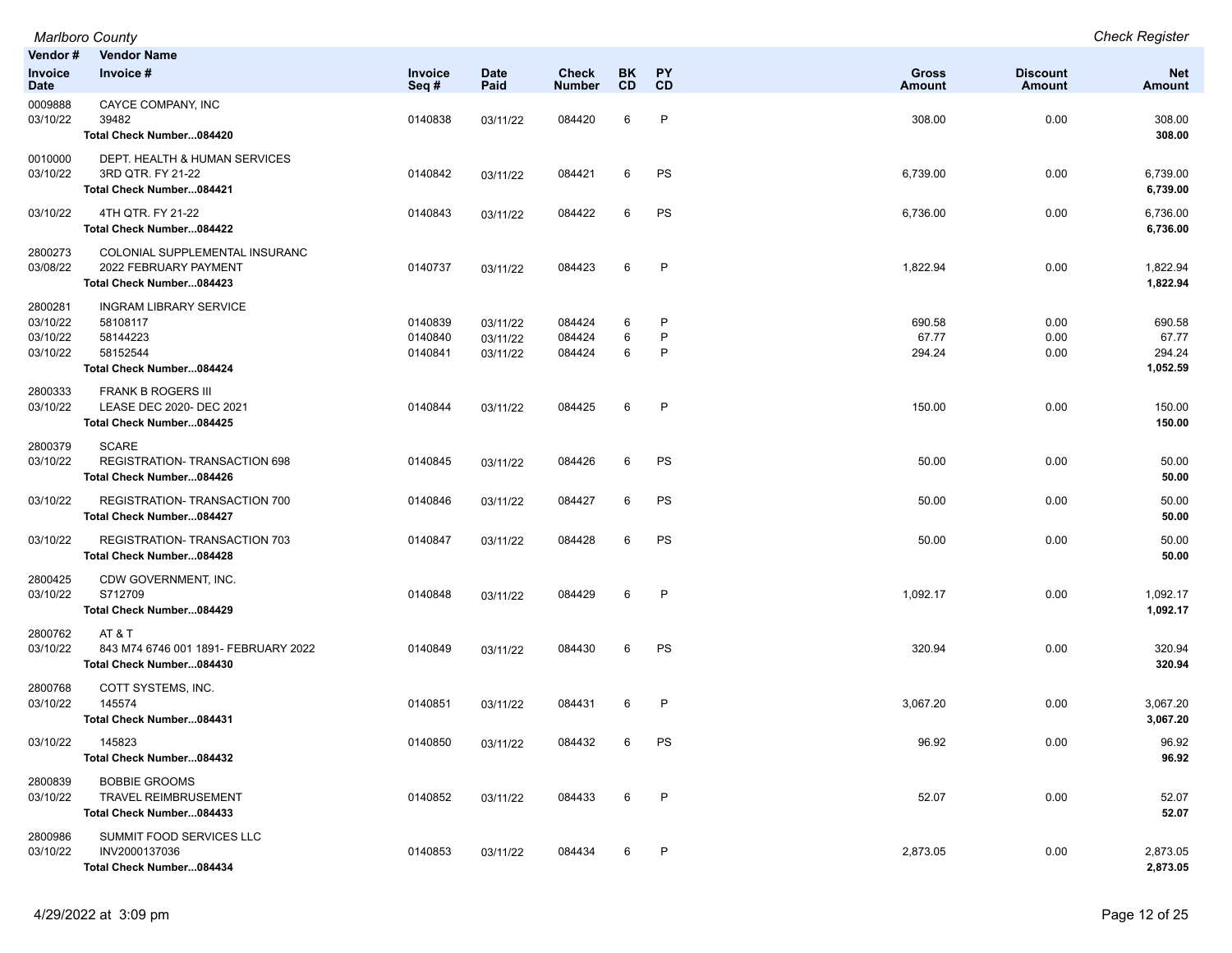| Vendor # Invoice Date | Vendor Name Invoice # | Invoice Seq # | Date Paid | Check Number | BK CD | PY CD | Gross Amount | Discount Amount | Net Amount |
|---|---|---|---|---|---|---|---|---|---|
| 0009888 | CAYCE COMPANY, INC | | | | | | | | |
| 03/10/22 | 39482 | 0140838 | 03/11/22 | 084420 | 6 | P | 308.00 | 0.00 | 308.00 |
| | **Total Check Number...084420** | | | | | | | | **308.00** |
| 0010000 | DEPT. HEALTH & HUMAN SERVICES | | | | | | | | |
| 03/10/22 | 3RD QTR. FY 21-22 | 0140842 | 03/11/22 | 084421 | 6 | PS | 6,739.00 | 0.00 | 6,739.00 |
| | **Total Check Number...084421** | | | | | | | | **6,739.00** |
| 03/10/22 | 4TH QTR. FY 21-22 | 0140843 | 03/11/22 | 084422 | 6 | PS | 6,736.00 | 0.00 | 6,736.00 |
| | **Total Check Number...084422** | | | | | | | | **6,736.00** |
| 2800273 | COLONIAL SUPPLEMENTAL INSURANC | | | | | | | | |
| 03/08/22 | 2022 FEBRUARY PAYMENT | 0140737 | 03/11/22 | 084423 | 6 | P | 1,822.94 | 0.00 | 1,822.94 |
| | **Total Check Number...084423** | | | | | | | | **1,822.94** |
| 2800281 | INGRAM LIBRARY SERVICE | | | | | | | | |
| 03/10/22 | 58108117 | 0140839 | 03/11/22 | 084424 | 6 | P | 690.58 | 0.00 | 690.58 |
| 03/10/22 | 58144223 | 0140840 | 03/11/22 | 084424 | 6 | P | 67.77 | 0.00 | 67.77 |
| 03/10/22 | 58152544 | 0140841 | 03/11/22 | 084424 | 6 | P | 294.24 | 0.00 | 294.24 |
| | **Total Check Number...084424** | | | | | | | | **1,052.59** |
| 2800333 | FRANK B ROGERS III | | | | | | | | |
| 03/10/22 | LEASE DEC 2020- DEC 2021 | 0140844 | 03/11/22 | 084425 | 6 | P | 150.00 | 0.00 | 150.00 |
| | **Total Check Number...084425** | | | | | | | | **150.00** |
| 2800379 | SCARE | | | | | | | | |
| 03/10/22 | REGISTRATION- TRANSACTION 698 | 0140845 | 03/11/22 | 084426 | 6 | PS | 50.00 | 0.00 | 50.00 |
| | **Total Check Number...084426** | | | | | | | | **50.00** |
| 03/10/22 | REGISTRATION- TRANSACTION 700 | 0140846 | 03/11/22 | 084427 | 6 | PS | 50.00 | 0.00 | 50.00 |
| | **Total Check Number...084427** | | | | | | | | **50.00** |
| 03/10/22 | REGISTRATION- TRANSACTION 703 | 0140847 | 03/11/22 | 084428 | 6 | PS | 50.00 | 0.00 | 50.00 |
| | **Total Check Number...084428** | | | | | | | | **50.00** |
| 2800425 | CDW GOVERNMENT, INC. | | | | | | | | |
| 03/10/22 | S712709 | 0140848 | 03/11/22 | 084429 | 6 | P | 1,092.17 | 0.00 | 1,092.17 |
| | **Total Check Number...084429** | | | | | | | | **1,092.17** |
| 2800762 | AT & T | | | | | | | | |
| 03/10/22 | 843 M74 6746 001 1891- FEBRUARY 2022 | 0140849 | 03/11/22 | 084430 | 6 | PS | 320.94 | 0.00 | 320.94 |
| | **Total Check Number...084430** | | | | | | | | **320.94** |
| 2800768 | COTT SYSTEMS, INC. | | | | | | | | |
| 03/10/22 | 145574 | 0140851 | 03/11/22 | 084431 | 6 | P | 3,067.20 | 0.00 | 3,067.20 |
| | **Total Check Number...084431** | | | | | | | | **3,067.20** |
| 03/10/22 | 145823 | 0140850 | 03/11/22 | 084432 | 6 | PS | 96.92 | 0.00 | 96.92 |
| | **Total Check Number...084432** | | | | | | | | **96.92** |
| 2800839 | BOBBIE GROOMS | | | | | | | | |
| 03/10/22 | TRAVEL REIMBRUSEMENT | 0140852 | 03/11/22 | 084433 | 6 | P | 52.07 | 0.00 | 52.07 |
| | **Total Check Number...084433** | | | | | | | | **52.07** |
| 2800986 | SUMMIT FOOD SERVICES LLC | | | | | | | | |
| 03/10/22 | INV2000137036 | 0140853 | 03/11/22 | 084434 | 6 | P | 2,873.05 | 0.00 | 2,873.05 |
| | **Total Check Number...084434** | | | | | | | | **2,873.05** |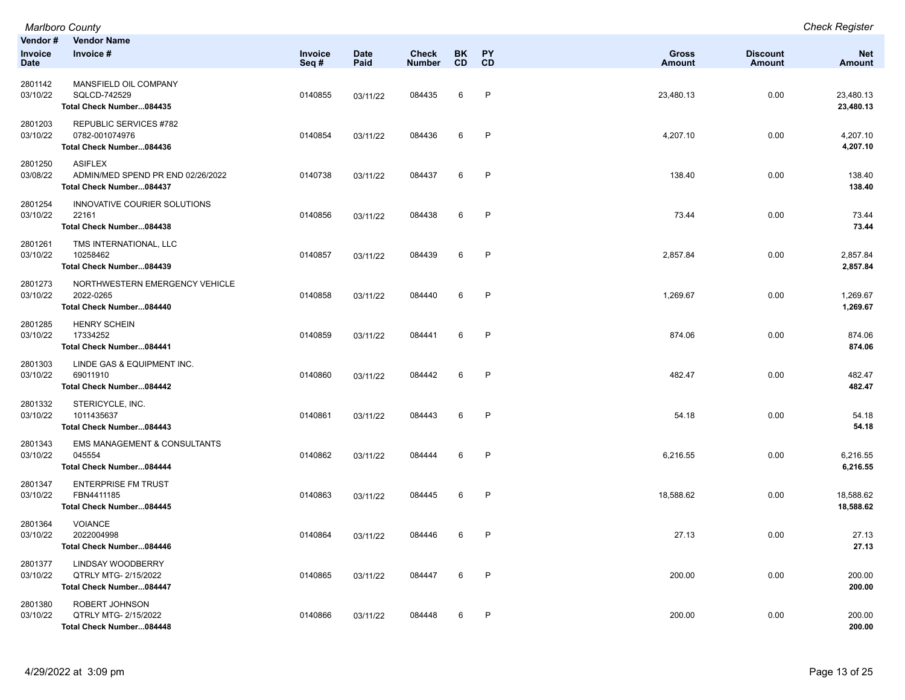| Vendor # / Invoice Date | Vendor Name / Invoice # | Invoice Seq # | Date Paid | Check Number | BK CD | PY CD | Gross Amount | Discount Amount | Net Amount |
|---|---|---|---|---|---|---|---|---|---|
| 2801142 | MANSFIELD OIL COMPANY | | | | | | | | |
| 03/10/22 | SQLCD-742529 | 0140855 | 03/11/22 | 084435 | 6 | P | 23,480.13 | 0.00 | 23,480.13 |
| | **Total Check Number...084435** | | | | | | | | **23,480.13** |
| 2801203 | REPUBLIC SERVICES #782 | | | | | | | | |
| 03/10/22 | 0782-001074976 | 0140854 | 03/11/22 | 084436 | 6 | P | 4,207.10 | 0.00 | 4,207.10 |
| | **Total Check Number...084436** | | | | | | | | **4,207.10** |
| 2801250 | ASIFLEX | | | | | | | | |
| 03/08/22 | ADMIN/MED SPEND PR END 02/26/2022 | 0140738 | 03/11/22 | 084437 | 6 | P | 138.40 | 0.00 | 138.40 |
| | **Total Check Number...084437** | | | | | | | | **138.40** |
| 2801254 | INNOVATIVE COURIER SOLUTIONS | | | | | | | | |
| 03/10/22 | 22161 | 0140856 | 03/11/22 | 084438 | 6 | P | 73.44 | 0.00 | 73.44 |
| | **Total Check Number...084438** | | | | | | | | **73.44** |
| 2801261 | TMS INTERNATIONAL, LLC | | | | | | | | |
| 03/10/22 | 10258462 | 0140857 | 03/11/22 | 084439 | 6 | P | 2,857.84 | 0.00 | 2,857.84 |
| | **Total Check Number...084439** | | | | | | | | **2,857.84** |
| 2801273 | NORTHWESTERN EMERGENCY VEHICLE | | | | | | | | |
| 03/10/22 | 2022-0265 | 0140858 | 03/11/22 | 084440 | 6 | P | 1,269.67 | 0.00 | 1,269.67 |
| | **Total Check Number...084440** | | | | | | | | **1,269.67** |
| 2801285 | HENRY SCHEIN | | | | | | | | |
| 03/10/22 | 17334252 | 0140859 | 03/11/22 | 084441 | 6 | P | 874.06 | 0.00 | 874.06 |
| | **Total Check Number...084441** | | | | | | | | **874.06** |
| 2801303 | LINDE GAS & EQUIPMENT INC. | | | | | | | | |
| 03/10/22 | 69011910 | 0140860 | 03/11/22 | 084442 | 6 | P | 482.47 | 0.00 | 482.47 |
| | **Total Check Number...084442** | | | | | | | | **482.47** |
| 2801332 | STERICYCLE, INC. | | | | | | | | |
| 03/10/22 | 1011435637 | 0140861 | 03/11/22 | 084443 | 6 | P | 54.18 | 0.00 | 54.18 |
| | **Total Check Number...084443** | | | | | | | | **54.18** |
| 2801343 | EMS MANAGEMENT & CONSULTANTS | | | | | | | | |
| 03/10/22 | 045554 | 0140862 | 03/11/22 | 084444 | 6 | P | 6,216.55 | 0.00 | 6,216.55 |
| | **Total Check Number...084444** | | | | | | | | **6,216.55** |
| 2801347 | ENTERPRISE FM TRUST | | | | | | | | |
| 03/10/22 | FBN4411185 | 0140863 | 03/11/22 | 084445 | 6 | P | 18,588.62 | 0.00 | 18,588.62 |
| | **Total Check Number...084445** | | | | | | | | **18,588.62** |
| 2801364 | VOIANCE | | | | | | | | |
| 03/10/22 | 2022004998 | 0140864 | 03/11/22 | 084446 | 6 | P | 27.13 | 0.00 | 27.13 |
| | **Total Check Number...084446** | | | | | | | | **27.13** |
| 2801377 | LINDSAY WOODBERRY | | | | | | | | |
| 03/10/22 | QTRLY MTG- 2/15/2022 | 0140865 | 03/11/22 | 084447 | 6 | P | 200.00 | 0.00 | 200.00 |
| | **Total Check Number...084447** | | | | | | | | **200.00** |
| 2801380 | ROBERT JOHNSON | | | | | | | | |
| 03/10/22 | QTRLY MTG- 2/15/2022 | 0140866 | 03/11/22 | 084448 | 6 | P | 200.00 | 0.00 | 200.00 |
| | **Total Check Number...084448** | | | | | | | | **200.00** |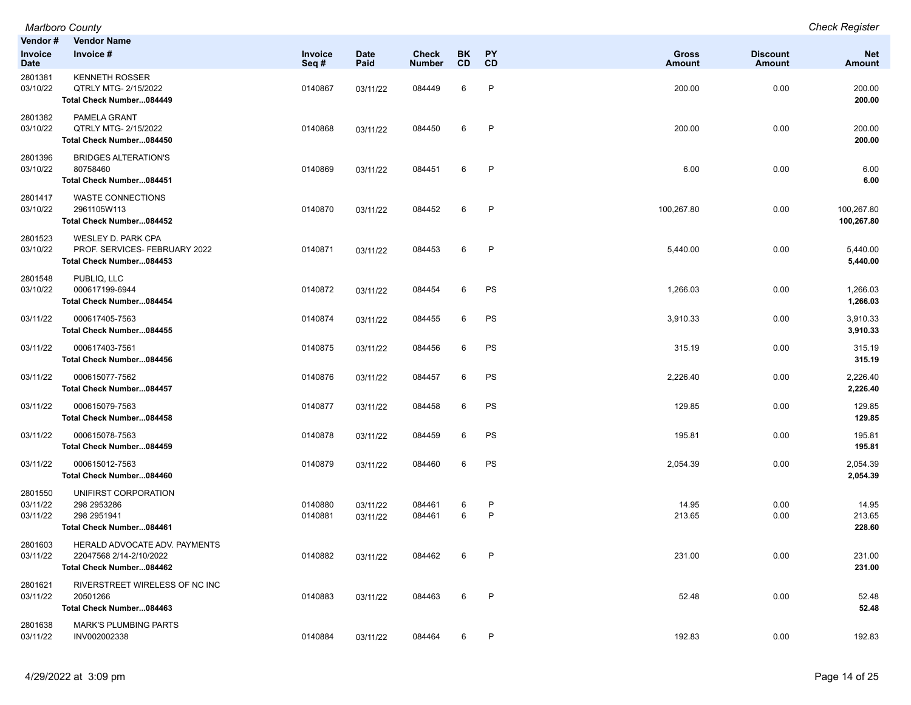| Vendor # | Vendor Name | | | | | | | | |
|---|---|---|---|---|---|---|---|---|---|
| **Invoice Date** | **Invoice #** | **Invoice Seq #** | **Date Paid** | **Check Number** | **BK CD** | **PY CD** | **Gross Amount** | **Discount Amount** | **Net Amount** |
| 2801381 | KENNETH ROSSER | | | | | | | | |
| 03/10/22 | QTRLY MTG- 2/15/2022 | 0140867 | 03/11/22 | 084449 | 6 | P | 200.00 | 0.00 | 200.00 |
| | **Total Check Number...084449** | | | | | | | | **200.00** |
| 2801382 | PAMELA GRANT | | | | | | | | |
| 03/10/22 | QTRLY MTG- 2/15/2022 | 0140868 | 03/11/22 | 084450 | 6 | P | 200.00 | 0.00 | 200.00 |
| | **Total Check Number...084450** | | | | | | | | **200.00** |
| 2801396 | BRIDGES ALTERATION'S | | | | | | | | |
| 03/10/22 | 80758460 | 0140869 | 03/11/22 | 084451 | 6 | P | 6.00 | 0.00 | 6.00 |
| | **Total Check Number...084451** | | | | | | | | **6.00** |
| 2801417 | WASTE CONNECTIONS | | | | | | | | |
| 03/10/22 | 2961105W113 | 0140870 | 03/11/22 | 084452 | 6 | P | 100,267.80 | 0.00 | 100,267.80 |
| | **Total Check Number...084452** | | | | | | | | **100,267.80** |
| 2801523 | WESLEY D. PARK CPA | | | | | | | | |
| 03/10/22 | PROF. SERVICES- FEBRUARY 2022 | 0140871 | 03/11/22 | 084453 | 6 | P | 5,440.00 | 0.00 | 5,440.00 |
| | **Total Check Number...084453** | | | | | | | | **5,440.00** |
| 2801548 | PUBLIQ, LLC | | | | | | | | |
| 03/10/22 | 000617199-6944 | 0140872 | 03/11/22 | 084454 | 6 | PS | 1,266.03 | 0.00 | 1,266.03 |
| | **Total Check Number...084454** | | | | | | | | **1,266.03** |
| 03/11/22 | 000617405-7563 | 0140874 | 03/11/22 | 084455 | 6 | PS | 3,910.33 | 0.00 | 3,910.33 |
| | **Total Check Number...084455** | | | | | | | | **3,910.33** |
| 03/11/22 | 000617403-7561 | 0140875 | 03/11/22 | 084456 | 6 | PS | 315.19 | 0.00 | 315.19 |
| | **Total Check Number...084456** | | | | | | | | **315.19** |
| 03/11/22 | 000615077-7562 | 0140876 | 03/11/22 | 084457 | 6 | PS | 2,226.40 | 0.00 | 2,226.40 |
| | **Total Check Number...084457** | | | | | | | | **2,226.40** |
| 03/11/22 | 000615079-7563 | 0140877 | 03/11/22 | 084458 | 6 | PS | 129.85 | 0.00 | 129.85 |
| | **Total Check Number...084458** | | | | | | | | **129.85** |
| 03/11/22 | 000615078-7563 | 0140878 | 03/11/22 | 084459 | 6 | PS | 195.81 | 0.00 | 195.81 |
| | **Total Check Number...084459** | | | | | | | | **195.81** |
| 03/11/22 | 000615012-7563 | 0140879 | 03/11/22 | 084460 | 6 | PS | 2,054.39 | 0.00 | 2,054.39 |
| | **Total Check Number...084460** | | | | | | | | **2,054.39** |
| 2801550 | UNIFIRST CORPORATION | | | | | | | | |
| 03/11/22 | 298 2953286 | 0140880 | 03/11/22 | 084461 | 6 | P | 14.95 | 0.00 | 14.95 |
| 03/11/22 | 298 2951941 | 0140881 | 03/11/22 | 084461 | 6 | P | 213.65 | 0.00 | 213.65 |
| | **Total Check Number...084461** | | | | | | | | **228.60** |
| 2801603 | HERALD ADVOCATE ADV. PAYMENTS | | | | | | | | |
| 03/11/22 | 22047568 2/14-2/10/2022 | 0140882 | 03/11/22 | 084462 | 6 | P | 231.00 | 0.00 | 231.00 |
| | **Total Check Number...084462** | | | | | | | | **231.00** |
| 2801621 | RIVERSTREET WIRELESS OF NC INC | | | | | | | | |
| 03/11/22 | 20501266 | 0140883 | 03/11/22 | 084463 | 6 | P | 52.48 | 0.00 | 52.48 |
| | **Total Check Number...084463** | | | | | | | | **52.48** |
| 2801638 | MARK'S PLUMBING PARTS | | | | | | | | |
| 03/11/22 | INV002002338 | 0140884 | 03/11/22 | 084464 | 6 | P | 192.83 | 0.00 | 192.83 |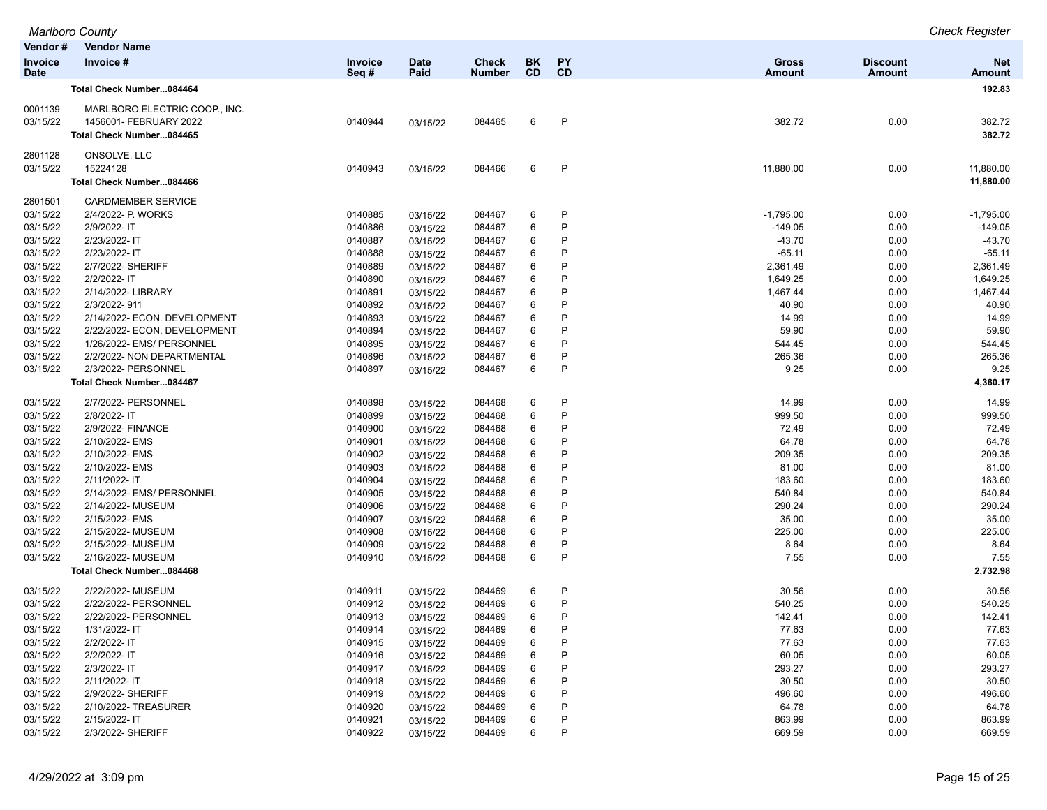| Vendor # / Invoice Date | Vendor Name / Invoice # | Invoice Seq # | Date Paid | Check Number | BK CD | PY CD | Gross Amount | Discount Amount | Net Amount |
|---|---|---|---|---|---|---|---|---|---|
| | **Total Check Number...084464** | | | | | | | | **192.83** |
| 0001139 | MARLBORO ELECTRIC COOP., INC. | | | | | | | | |
| 03/15/22 | 1456001- FEBRUARY 2022 | 0140944 | 03/15/22 | 084465 | 6 | P | 382.72 | 0.00 | 382.72 |
| | **Total Check Number...084465** | | | | | | | | **382.72** |
| 2801128 | ONSOLVE, LLC | | | | | | | | |
| 03/15/22 | 15224128 | 0140943 | 03/15/22 | 084466 | 6 | P | 11,880.00 | 0.00 | 11,880.00 |
| | **Total Check Number...084466** | | | | | | | | **11,880.00** |
| 2801501 | CARDMEMBER SERVICE | | | | | | | | |
| 03/15/22 | 2/4/2022- P. WORKS | 0140885 | 03/15/22 | 084467 | 6 | P | -1,795.00 | 0.00 | -1,795.00 |
| 03/15/22 | 2/9/2022- IT | 0140886 | 03/15/22 | 084467 | 6 | P | -149.05 | 0.00 | -149.05 |
| 03/15/22 | 2/23/2022- IT | 0140887 | 03/15/22 | 084467 | 6 | P | -43.70 | 0.00 | -43.70 |
| 03/15/22 | 2/23/2022- IT | 0140888 | 03/15/22 | 084467 | 6 | P | -65.11 | 0.00 | -65.11 |
| 03/15/22 | 2/7/2022- SHERIFF | 0140889 | 03/15/22 | 084467 | 6 | P | 2,361.49 | 0.00 | 2,361.49 |
| 03/15/22 | 2/2/2022- IT | 0140890 | 03/15/22 | 084467 | 6 | P | 1,649.25 | 0.00 | 1,649.25 |
| 03/15/22 | 2/14/2022- LIBRARY | 0140891 | 03/15/22 | 084467 | 6 | P | 1,467.44 | 0.00 | 1,467.44 |
| 03/15/22 | 2/3/2022- 911 | 0140892 | 03/15/22 | 084467 | 6 | P | 40.90 | 0.00 | 40.90 |
| 03/15/22 | 2/14/2022- ECON. DEVELOPMENT | 0140893 | 03/15/22 | 084467 | 6 | P | 14.99 | 0.00 | 14.99 |
| 03/15/22 | 2/22/2022- ECON. DEVELOPMENT | 0140894 | 03/15/22 | 084467 | 6 | P | 59.90 | 0.00 | 59.90 |
| 03/15/22 | 1/26/2022- EMS/ PERSONNEL | 0140895 | 03/15/22 | 084467 | 6 | P | 544.45 | 0.00 | 544.45 |
| 03/15/22 | 2/2/2022- NON DEPARTMENTAL | 0140896 | 03/15/22 | 084467 | 6 | P | 265.36 | 0.00 | 265.36 |
| 03/15/22 | 2/3/2022- PERSONNEL | 0140897 | 03/15/22 | 084467 | 6 | P | 9.25 | 0.00 | 9.25 |
| | **Total Check Number...084467** | | | | | | | | **4,360.17** |
| 03/15/22 | 2/7/2022- PERSONNEL | 0140898 | 03/15/22 | 084468 | 6 | P | 14.99 | 0.00 | 14.99 |
| 03/15/22 | 2/8/2022- IT | 0140899 | 03/15/22 | 084468 | 6 | P | 999.50 | 0.00 | 999.50 |
| 03/15/22 | 2/9/2022- FINANCE | 0140900 | 03/15/22 | 084468 | 6 | P | 72.49 | 0.00 | 72.49 |
| 03/15/22 | 2/10/2022- EMS | 0140901 | 03/15/22 | 084468 | 6 | P | 64.78 | 0.00 | 64.78 |
| 03/15/22 | 2/10/2022- EMS | 0140902 | 03/15/22 | 084468 | 6 | P | 209.35 | 0.00 | 209.35 |
| 03/15/22 | 2/10/2022- EMS | 0140903 | 03/15/22 | 084468 | 6 | P | 81.00 | 0.00 | 81.00 |
| 03/15/22 | 2/11/2022- IT | 0140904 | 03/15/22 | 084468 | 6 | P | 183.60 | 0.00 | 183.60 |
| 03/15/22 | 2/14/2022- EMS/ PERSONNEL | 0140905 | 03/15/22 | 084468 | 6 | P | 540.84 | 0.00 | 540.84 |
| 03/15/22 | 2/14/2022- MUSEUM | 0140906 | 03/15/22 | 084468 | 6 | P | 290.24 | 0.00 | 290.24 |
| 03/15/22 | 2/15/2022- EMS | 0140907 | 03/15/22 | 084468 | 6 | P | 35.00 | 0.00 | 35.00 |
| 03/15/22 | 2/15/2022- MUSEUM | 0140908 | 03/15/22 | 084468 | 6 | P | 225.00 | 0.00 | 225.00 |
| 03/15/22 | 2/15/2022- MUSEUM | 0140909 | 03/15/22 | 084468 | 6 | P | 8.64 | 0.00 | 8.64 |
| 03/15/22 | 2/16/2022- MUSEUM | 0140910 | 03/15/22 | 084468 | 6 | P | 7.55 | 0.00 | 7.55 |
| | **Total Check Number...084468** | | | | | | | | **2,732.98** |
| 03/15/22 | 2/22/2022- MUSEUM | 0140911 | 03/15/22 | 084469 | 6 | P | 30.56 | 0.00 | 30.56 |
| 03/15/22 | 2/22/2022- PERSONNEL | 0140912 | 03/15/22 | 084469 | 6 | P | 540.25 | 0.00 | 540.25 |
| 03/15/22 | 2/22/2022- PERSONNEL | 0140913 | 03/15/22 | 084469 | 6 | P | 142.41 | 0.00 | 142.41 |
| 03/15/22 | 1/31/2022- IT | 0140914 | 03/15/22 | 084469 | 6 | P | 77.63 | 0.00 | 77.63 |
| 03/15/22 | 2/2/2022- IT | 0140915 | 03/15/22 | 084469 | 6 | P | 77.63 | 0.00 | 77.63 |
| 03/15/22 | 2/2/2022- IT | 0140916 | 03/15/22 | 084469 | 6 | P | 60.05 | 0.00 | 60.05 |
| 03/15/22 | 2/3/2022- IT | 0140917 | 03/15/22 | 084469 | 6 | P | 293.27 | 0.00 | 293.27 |
| 03/15/22 | 2/11/2022- IT | 0140918 | 03/15/22 | 084469 | 6 | P | 30.50 | 0.00 | 30.50 |
| 03/15/22 | 2/9/2022- SHERIFF | 0140919 | 03/15/22 | 084469 | 6 | P | 496.60 | 0.00 | 496.60 |
| 03/15/22 | 2/10/2022- TREASURER | 0140920 | 03/15/22 | 084469 | 6 | P | 64.78 | 0.00 | 64.78 |
| 03/15/22 | 2/15/2022- IT | 0140921 | 03/15/22 | 084469 | 6 | P | 863.99 | 0.00 | 863.99 |
| 03/15/22 | 2/3/2022- SHERIFF | 0140922 | 03/15/22 | 084469 | 6 | P | 669.59 | 0.00 | 669.59 |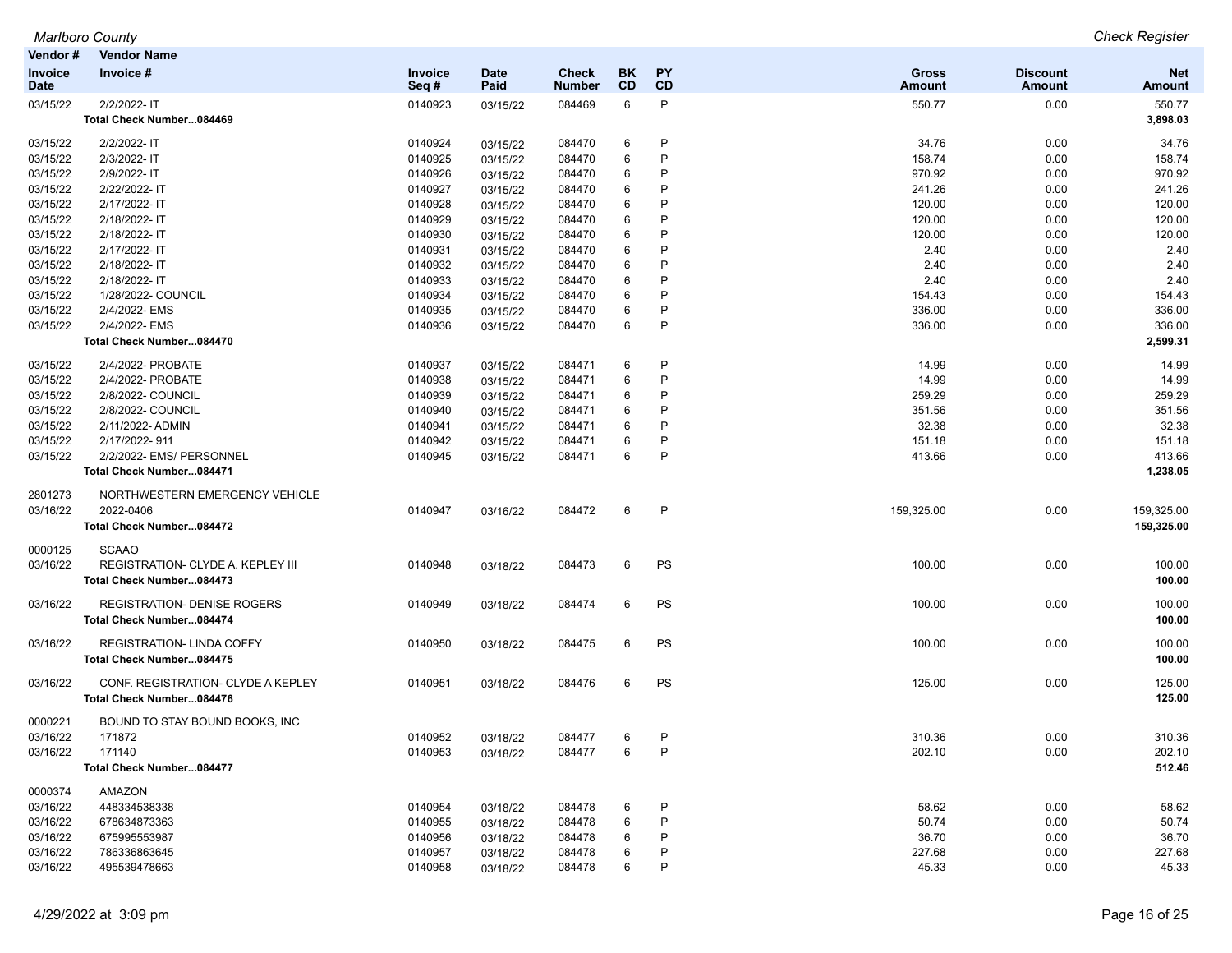| Vendor # / Invoice Date | Vendor Name / Invoice # | Invoice Seq # | Date Paid | Check Number | BK CD | PY CD | Gross Amount | Discount Amount | Net Amount |
|---|---|---|---|---|---|---|---|---|---|
| 03/15/22 | 2/2/2022- IT | 0140923 | 03/15/22 | 084469 | 6 | P | 550.77 | 0.00 | 550.77 |
| | **Total Check Number...084469** | | | | | | | | **3,898.03** |
| 03/15/22 | 2/2/2022- IT | 0140924 | 03/15/22 | 084470 | 6 | P | 34.76 | 0.00 | 34.76 |
| 03/15/22 | 2/3/2022- IT | 0140925 | 03/15/22 | 084470 | 6 | P | 158.74 | 0.00 | 158.74 |
| 03/15/22 | 2/9/2022- IT | 0140926 | 03/15/22 | 084470 | 6 | P | 970.92 | 0.00 | 970.92 |
| 03/15/22 | 2/22/2022- IT | 0140927 | 03/15/22 | 084470 | 6 | P | 241.26 | 0.00 | 241.26 |
| 03/15/22 | 2/17/2022- IT | 0140928 | 03/15/22 | 084470 | 6 | P | 120.00 | 0.00 | 120.00 |
| 03/15/22 | 2/18/2022- IT | 0140929 | 03/15/22 | 084470 | 6 | P | 120.00 | 0.00 | 120.00 |
| 03/15/22 | 2/18/2022- IT | 0140930 | 03/15/22 | 084470 | 6 | P | 120.00 | 0.00 | 120.00 |
| 03/15/22 | 2/17/2022- IT | 0140931 | 03/15/22 | 084470 | 6 | P | 2.40 | 0.00 | 2.40 |
| 03/15/22 | 2/18/2022- IT | 0140932 | 03/15/22 | 084470 | 6 | P | 2.40 | 0.00 | 2.40 |
| 03/15/22 | 2/18/2022- IT | 0140933 | 03/15/22 | 084470 | 6 | P | 2.40 | 0.00 | 2.40 |
| 03/15/22 | 1/28/2022- COUNCIL | 0140934 | 03/15/22 | 084470 | 6 | P | 154.43 | 0.00 | 154.43 |
| 03/15/22 | 2/4/2022- EMS | 0140935 | 03/15/22 | 084470 | 6 | P | 336.00 | 0.00 | 336.00 |
| 03/15/22 | 2/4/2022- EMS | 0140936 | 03/15/22 | 084470 | 6 | P | 336.00 | 0.00 | 336.00 |
| | **Total Check Number...084470** | | | | | | | | **2,599.31** |
| 03/15/22 | 2/4/2022- PROBATE | 0140937 | 03/15/22 | 084471 | 6 | P | 14.99 | 0.00 | 14.99 |
| 03/15/22 | 2/4/2022- PROBATE | 0140938 | 03/15/22 | 084471 | 6 | P | 14.99 | 0.00 | 14.99 |
| 03/15/22 | 2/8/2022- COUNCIL | 0140939 | 03/15/22 | 084471 | 6 | P | 259.29 | 0.00 | 259.29 |
| 03/15/22 | 2/8/2022- COUNCIL | 0140940 | 03/15/22 | 084471 | 6 | P | 351.56 | 0.00 | 351.56 |
| 03/15/22 | 2/11/2022- ADMIN | 0140941 | 03/15/22 | 084471 | 6 | P | 32.38 | 0.00 | 32.38 |
| 03/15/22 | 2/17/2022- 911 | 0140942 | 03/15/22 | 084471 | 6 | P | 151.18 | 0.00 | 151.18 |
| 03/15/22 | 2/2/2022- EMS/ PERSONNEL | 0140945 | 03/15/22 | 084471 | 6 | P | 413.66 | 0.00 | 413.66 |
| | **Total Check Number...084471** | | | | | | | | **1,238.05** |
| 2801273 | NORTHWESTERN EMERGENCY VEHICLE | | | | | | | | |
| 03/16/22 | 2022-0406 | 0140947 | 03/16/22 | 084472 | 6 | P | 159,325.00 | 0.00 | 159,325.00 |
| | **Total Check Number...084472** | | | | | | | | **159,325.00** |
| 0000125 | SCAAO | | | | | | | | |
| 03/16/22 | REGISTRATION- CLYDE A. KEPLEY III | 0140948 | 03/18/22 | 084473 | 6 | PS | 100.00 | 0.00 | 100.00 |
| | **Total Check Number...084473** | | | | | | | | **100.00** |
| 03/16/22 | REGISTRATION- DENISE ROGERS | 0140949 | 03/18/22 | 084474 | 6 | PS | 100.00 | 0.00 | 100.00 |
| | **Total Check Number...084474** | | | | | | | | **100.00** |
| 03/16/22 | REGISTRATION- LINDA COFFY | 0140950 | 03/18/22 | 084475 | 6 | PS | 100.00 | 0.00 | 100.00 |
| | **Total Check Number...084475** | | | | | | | | **100.00** |
| 03/16/22 | CONF. REGISTRATION- CLYDE A KEPLEY | 0140951 | 03/18/22 | 084476 | 6 | PS | 125.00 | 0.00 | 125.00 |
| | **Total Check Number...084476** | | | | | | | | **125.00** |
| 0000221 | BOUND TO STAY BOUND BOOKS, INC | | | | | | | | |
| 03/16/22 | 171872 | 0140952 | 03/18/22 | 084477 | 6 | P | 310.36 | 0.00 | 310.36 |
| 03/16/22 | 171140 | 0140953 | 03/18/22 | 084477 | 6 | P | 202.10 | 0.00 | 202.10 |
| | **Total Check Number...084477** | | | | | | | | **512.46** |
| 0000374 | AMAZON | | | | | | | | |
| 03/16/22 | 448334538338 | 0140954 | 03/18/22 | 084478 | 6 | P | 58.62 | 0.00 | 58.62 |
| 03/16/22 | 678634873363 | 0140955 | 03/18/22 | 084478 | 6 | P | 50.74 | 0.00 | 50.74 |
| 03/16/22 | 675995553987 | 0140956 | 03/18/22 | 084478 | 6 | P | 36.70 | 0.00 | 36.70 |
| 03/16/22 | 786336863645 | 0140957 | 03/18/22 | 084478 | 6 | P | 227.68 | 0.00 | 227.68 |
| 03/16/22 | 495539478663 | 0140958 | 03/18/22 | 084478 | 6 | P | 45.33 | 0.00 | 45.33 |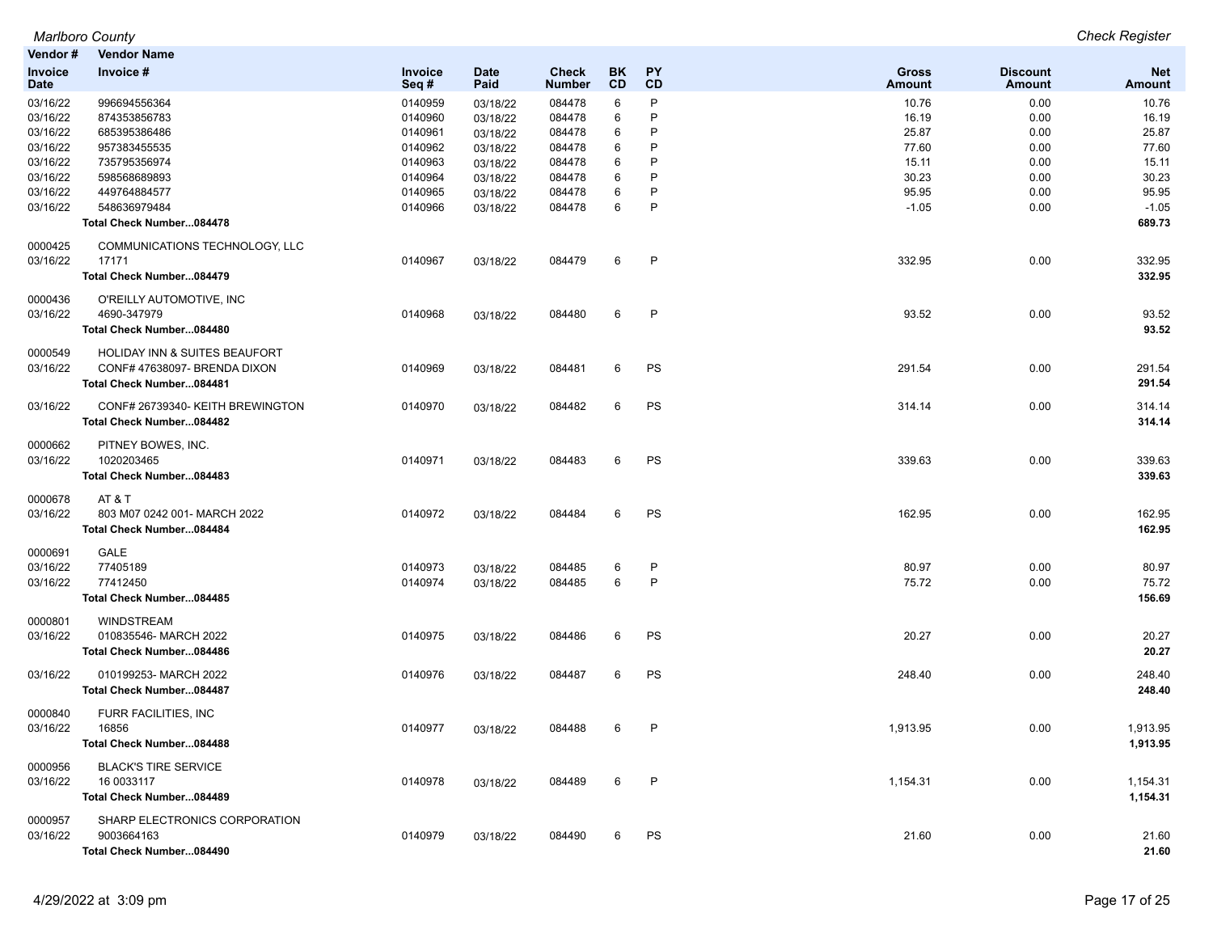| Vendor # / Invoice Date | Vendor Name / Invoice # | Invoice Seq # | Date Paid | Check Number | BK CD | PY CD | Gross Amount | Discount Amount | Net Amount |
|---|---|---|---|---|---|---|---|---|---|
| 03/16/22 | 996694556364 | 0140959 | 03/18/22 | 084478 | 6 | P | 10.76 | 0.00 | 10.76 |
| 03/16/22 | 874353856783 | 0140960 | 03/18/22 | 084478 | 6 | P | 16.19 | 0.00 | 16.19 |
| 03/16/22 | 685395386486 | 0140961 | 03/18/22 | 084478 | 6 | P | 25.87 | 0.00 | 25.87 |
| 03/16/22 | 957383455535 | 0140962 | 03/18/22 | 084478 | 6 | P | 77.60 | 0.00 | 77.60 |
| 03/16/22 | 735795356974 | 0140963 | 03/18/22 | 084478 | 6 | P | 15.11 | 0.00 | 15.11 |
| 03/16/22 | 598568689893 | 0140964 | 03/18/22 | 084478 | 6 | P | 30.23 | 0.00 | 30.23 |
| 03/16/22 | 449764884577 | 0140965 | 03/18/22 | 084478 | 6 | P | 95.95 | 0.00 | 95.95 |
| 03/16/22 | 548636979484 | 0140966 | 03/18/22 | 084478 | 6 | P | -1.05 | 0.00 | -1.05 |
| | **Total Check Number...084478** | | | | | | | | **689.73** |
| 0000425 | COMMUNICATIONS TECHNOLOGY, LLC | | | | | | | | |
| 03/16/22 | 17171 | 0140967 | 03/18/22 | 084479 | 6 | P | 332.95 | 0.00 | 332.95 |
| | **Total Check Number...084479** | | | | | | | | **332.95** |
| 0000436 | O'REILLY AUTOMOTIVE, INC | | | | | | | | |
| 03/16/22 | 4690-347979 | 0140968 | 03/18/22 | 084480 | 6 | P | 93.52 | 0.00 | 93.52 |
| | **Total Check Number...084480** | | | | | | | | **93.52** |
| 0000549 | HOLIDAY INN & SUITES BEAUFORT | | | | | | | | |
| 03/16/22 | CONF# 47638097- BRENDA DIXON | 0140969 | 03/18/22 | 084481 | 6 | PS | 291.54 | 0.00 | 291.54 |
| | **Total Check Number...084481** | | | | | | | | **291.54** |
| 03/16/22 | CONF# 26739340- KEITH BREWINGTON | 0140970 | 03/18/22 | 084482 | 6 | PS | 314.14 | 0.00 | 314.14 |
| | **Total Check Number...084482** | | | | | | | | **314.14** |
| 0000662 | PITNEY BOWES, INC. | | | | | | | | |
| 03/16/22 | 1020203465 | 0140971 | 03/18/22 | 084483 | 6 | PS | 339.63 | 0.00 | 339.63 |
| | **Total Check Number...084483** | | | | | | | | **339.63** |
| 0000678 | AT & T | | | | | | | | |
| 03/16/22 | 803 M07 0242 001- MARCH 2022 | 0140972 | 03/18/22 | 084484 | 6 | PS | 162.95 | 0.00 | 162.95 |
| | **Total Check Number...084484** | | | | | | | | **162.95** |
| 0000691 | GALE | | | | | | | | |
| 03/16/22 | 77405189 | 0140973 | 03/18/22 | 084485 | 6 | P | 80.97 | 0.00 | 80.97 |
| 03/16/22 | 77412450 | 0140974 | 03/18/22 | 084485 | 6 | P | 75.72 | 0.00 | 75.72 |
| | **Total Check Number...084485** | | | | | | | | **156.69** |
| 0000801 | WINDSTREAM | | | | | | | | |
| 03/16/22 | 010835546- MARCH 2022 | 0140975 | 03/18/22 | 084486 | 6 | PS | 20.27 | 0.00 | 20.27 |
| | **Total Check Number...084486** | | | | | | | | **20.27** |
| 03/16/22 | 010199253- MARCH 2022 | 0140976 | 03/18/22 | 084487 | 6 | PS | 248.40 | 0.00 | 248.40 |
| | **Total Check Number...084487** | | | | | | | | **248.40** |
| 0000840 | FURR FACILITIES, INC | | | | | | | | |
| 03/16/22 | 16856 | 0140977 | 03/18/22 | 084488 | 6 | P | 1,913.95 | 0.00 | 1,913.95 |
| | **Total Check Number...084488** | | | | | | | | **1,913.95** |
| 0000956 | BLACK'S TIRE SERVICE | | | | | | | | |
| 03/16/22 | 16 0033117 | 0140978 | 03/18/22 | 084489 | 6 | P | 1,154.31 | 0.00 | 1,154.31 |
| | **Total Check Number...084489** | | | | | | | | **1,154.31** |
| 0000957 | SHARP ELECTRONICS CORPORATION | | | | | | | | |
| 03/16/22 | 9003664163 | 0140979 | 03/18/22 | 084490 | 6 | PS | 21.60 | 0.00 | 21.60 |
| | **Total Check Number...084490** | | | | | | | | **21.60** |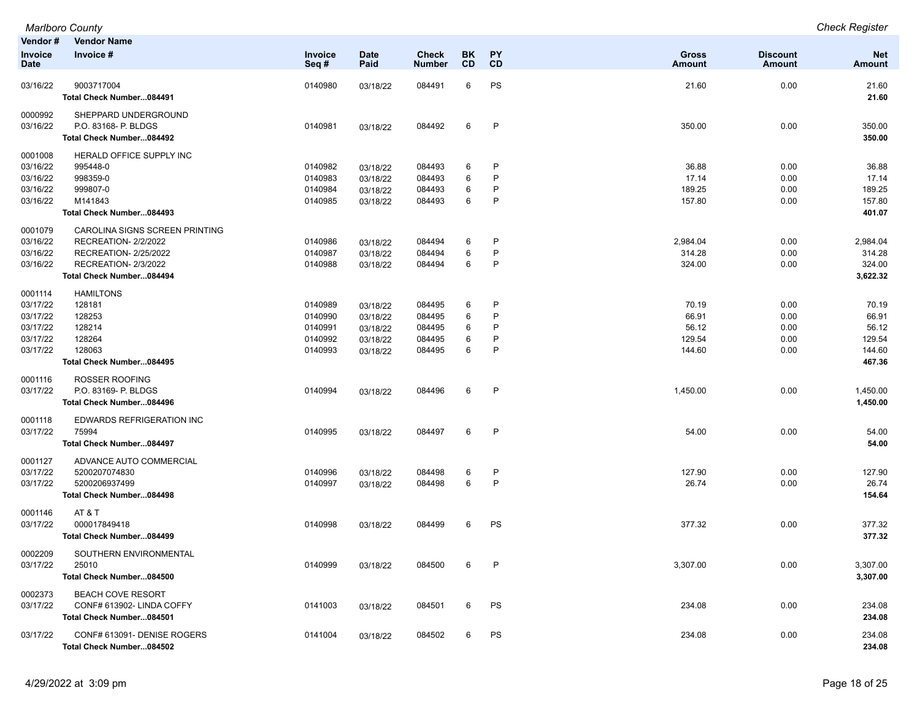| Vendor # / Invoice Date | Vendor Name / Invoice # | Invoice Seq # | Date Paid | Check Number | BK CD | PY CD | Gross Amount | Discount Amount | Net Amount |
|---|---|---|---|---|---|---|---|---|---|
| 03/16/22 | 9003717004 | 0140980 | 03/18/22 | 084491 | 6 | PS | 21.60 | 0.00 | 21.60 |
| | **Total Check Number...084491** | | | | | | | | **21.60** |
| 0000992 | SHEPPARD UNDERGROUND | | | | | | | | |
| 03/16/22 | P.O. 83168- P. BLDGS | 0140981 | 03/18/22 | 084492 | 6 | P | 350.00 | 0.00 | 350.00 |
| | **Total Check Number...084492** | | | | | | | | **350.00** |
| 0001008 | HERALD OFFICE SUPPLY INC | | | | | | | | |
| 03/16/22 | 995448-0 | 0140982 | 03/18/22 | 084493 | 6 | P | 36.88 | 0.00 | 36.88 |
| 03/16/22 | 998359-0 | 0140983 | 03/18/22 | 084493 | 6 | P | 17.14 | 0.00 | 17.14 |
| 03/16/22 | 999807-0 | 0140984 | 03/18/22 | 084493 | 6 | P | 189.25 | 0.00 | 189.25 |
| 03/16/22 | M141843 | 0140985 | 03/18/22 | 084493 | 6 | P | 157.80 | 0.00 | 157.80 |
| | **Total Check Number...084493** | | | | | | | | **401.07** |
| 0001079 | CAROLINA SIGNS SCREEN PRINTING | | | | | | | | |
| 03/16/22 | RECREATION- 2/2/2022 | 0140986 | 03/18/22 | 084494 | 6 | P | 2,984.04 | 0.00 | 2,984.04 |
| 03/16/22 | RECREATION- 2/25/2022 | 0140987 | 03/18/22 | 084494 | 6 | P | 314.28 | 0.00 | 314.28 |
| 03/16/22 | RECREATION- 2/3/2022 | 0140988 | 03/18/22 | 084494 | 6 | P | 324.00 | 0.00 | 324.00 |
| | **Total Check Number...084494** | | | | | | | | **3,622.32** |
| 0001114 | HAMILTONS | | | | | | | | |
| 03/17/22 | 128181 | 0140989 | 03/18/22 | 084495 | 6 | P | 70.19 | 0.00 | 70.19 |
| 03/17/22 | 128253 | 0140990 | 03/18/22 | 084495 | 6 | P | 66.91 | 0.00 | 66.91 |
| 03/17/22 | 128214 | 0140991 | 03/18/22 | 084495 | 6 | P | 56.12 | 0.00 | 56.12 |
| 03/17/22 | 128264 | 0140992 | 03/18/22 | 084495 | 6 | P | 129.54 | 0.00 | 129.54 |
| 03/17/22 | 128063 | 0140993 | 03/18/22 | 084495 | 6 | P | 144.60 | 0.00 | 144.60 |
| | **Total Check Number...084495** | | | | | | | | **467.36** |
| 0001116 | ROSSER ROOFING | | | | | | | | |
| 03/17/22 | P.O. 83169- P. BLDGS | 0140994 | 03/18/22 | 084496 | 6 | P | 1,450.00 | 0.00 | 1,450.00 |
| | **Total Check Number...084496** | | | | | | | | **1,450.00** |
| 0001118 | EDWARDS REFRIGERATION INC | | | | | | | | |
| 03/17/22 | 75994 | 0140995 | 03/18/22 | 084497 | 6 | P | 54.00 | 0.00 | 54.00 |
| | **Total Check Number...084497** | | | | | | | | **54.00** |
| 0001127 | ADVANCE AUTO COMMERCIAL | | | | | | | | |
| 03/17/22 | 5200207074830 | 0140996 | 03/18/22 | 084498 | 6 | P | 127.90 | 0.00 | 127.90 |
| 03/17/22 | 5200206937499 | 0140997 | 03/18/22 | 084498 | 6 | P | 26.74 | 0.00 | 26.74 |
| | **Total Check Number...084498** | | | | | | | | **154.64** |
| 0001146 | AT & T | | | | | | | | |
| 03/17/22 | 000017849418 | 0140998 | 03/18/22 | 084499 | 6 | PS | 377.32 | 0.00 | 377.32 |
| | **Total Check Number...084499** | | | | | | | | **377.32** |
| 0002209 | SOUTHERN ENVIRONMENTAL | | | | | | | | |
| 03/17/22 | 25010 | 0140999 | 03/18/22 | 084500 | 6 | P | 3,307.00 | 0.00 | 3,307.00 |
| | **Total Check Number...084500** | | | | | | | | **3,307.00** |
| 0002373 | BEACH COVE RESORT | | | | | | | | |
| 03/17/22 | CONF# 613902- LINDA COFFY | 0141003 | 03/18/22 | 084501 | 6 | PS | 234.08 | 0.00 | 234.08 |
| | **Total Check Number...084501** | | | | | | | | **234.08** |
| 03/17/22 | CONF# 613091- DENISE ROGERS | 0141004 | 03/18/22 | 084502 | 6 | PS | 234.08 | 0.00 | 234.08 |
| | **Total Check Number...084502** | | | | | | | | **234.08** |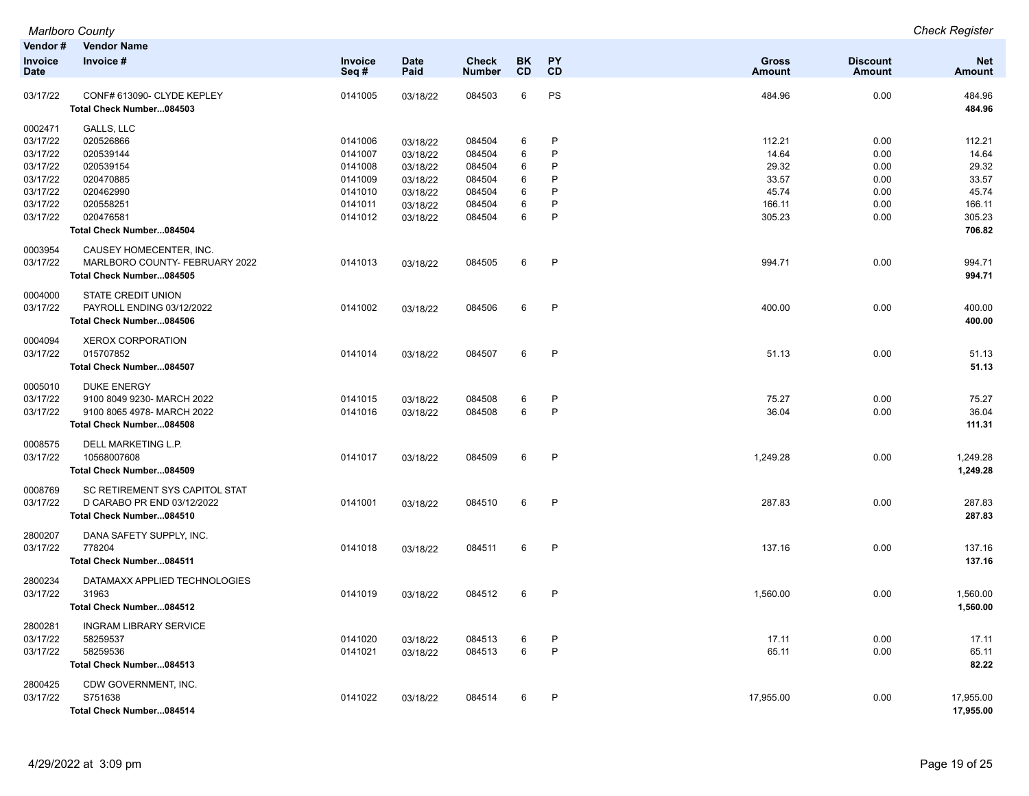| Vendor # / Invoice Date | Vendor Name / Invoice # | Invoice Seq # | Date Paid | Check Number | BK CD | PY CD | Gross Amount | Discount Amount | Net Amount |
|---|---|---|---|---|---|---|---|---|---|
| 03/17/22 | CONF# 613090- CLYDE KEPLEY | 0141005 | 03/18/22 | 084503 | 6 | PS | 484.96 | 0.00 | 484.96 |
| | **Total Check Number...084503** | | | | | | | | **484.96** |
| 0002471 | GALLS, LLC | | | | | | | | |
| 03/17/22 | 020526866 | 0141006 | 03/18/22 | 084504 | 6 | P | 112.21 | 0.00 | 112.21 |
| 03/17/22 | 020539144 | 0141007 | 03/18/22 | 084504 | 6 | P | 14.64 | 0.00 | 14.64 |
| 03/17/22 | 020539154 | 0141008 | 03/18/22 | 084504 | 6 | P | 29.32 | 0.00 | 29.32 |
| 03/17/22 | 020470885 | 0141009 | 03/18/22 | 084504 | 6 | P | 33.57 | 0.00 | 33.57 |
| 03/17/22 | 020462990 | 0141010 | 03/18/22 | 084504 | 6 | P | 45.74 | 0.00 | 45.74 |
| 03/17/22 | 020558251 | 0141011 | 03/18/22 | 084504 | 6 | P | 166.11 | 0.00 | 166.11 |
| 03/17/22 | 020476581 | 0141012 | 03/18/22 | 084504 | 6 | P | 305.23 | 0.00 | 305.23 |
| | **Total Check Number...084504** | | | | | | | | **706.82** |
| 0003954 | CAUSEY HOMECENTER, INC. | | | | | | | | |
| 03/17/22 | MARLBORO COUNTY- FEBRUARY 2022 | 0141013 | 03/18/22 | 084505 | 6 | P | 994.71 | 0.00 | 994.71 |
| | **Total Check Number...084505** | | | | | | | | **994.71** |
| 0004000 | STATE CREDIT UNION | | | | | | | | |
| 03/17/22 | PAYROLL ENDING 03/12/2022 | 0141002 | 03/18/22 | 084506 | 6 | P | 400.00 | 0.00 | 400.00 |
| | **Total Check Number...084506** | | | | | | | | **400.00** |
| 0004094 | XEROX CORPORATION | | | | | | | | |
| 03/17/22 | 015707852 | 0141014 | 03/18/22 | 084507 | 6 | P | 51.13 | 0.00 | 51.13 |
| | **Total Check Number...084507** | | | | | | | | **51.13** |
| 0005010 | DUKE ENERGY | | | | | | | | |
| 03/17/22 | 9100 8049 9230- MARCH 2022 | 0141015 | 03/18/22 | 084508 | 6 | P | 75.27 | 0.00 | 75.27 |
| 03/17/22 | 9100 8065 4978- MARCH 2022 | 0141016 | 03/18/22 | 084508 | 6 | P | 36.04 | 0.00 | 36.04 |
| | **Total Check Number...084508** | | | | | | | | **111.31** |
| 0008575 | DELL MARKETING L.P. | | | | | | | | |
| 03/17/22 | 10568007608 | 0141017 | 03/18/22 | 084509 | 6 | P | 1,249.28 | 0.00 | 1,249.28 |
| | **Total Check Number...084509** | | | | | | | | **1,249.28** |
| 0008769 | SC RETIREMENT SYS CAPITOL STAT | | | | | | | | |
| 03/17/22 | D CARABO PR END 03/12/2022 | 0141001 | 03/18/22 | 084510 | 6 | P | 287.83 | 0.00 | 287.83 |
| | **Total Check Number...084510** | | | | | | | | **287.83** |
| 2800207 | DANA SAFETY SUPPLY, INC. | | | | | | | | |
| 03/17/22 | 778204 | 0141018 | 03/18/22 | 084511 | 6 | P | 137.16 | 0.00 | 137.16 |
| | **Total Check Number...084511** | | | | | | | | **137.16** |
| 2800234 | DATAMAXX APPLIED TECHNOLOGIES | | | | | | | | |
| 03/17/22 | 31963 | 0141019 | 03/18/22 | 084512 | 6 | P | 1,560.00 | 0.00 | 1,560.00 |
| | **Total Check Number...084512** | | | | | | | | **1,560.00** |
| 2800281 | INGRAM LIBRARY SERVICE | | | | | | | | |
| 03/17/22 | 58259537 | 0141020 | 03/18/22 | 084513 | 6 | P | 17.11 | 0.00 | 17.11 |
| 03/17/22 | 58259536 | 0141021 | 03/18/22 | 084513 | 6 | P | 65.11 | 0.00 | 65.11 |
| | **Total Check Number...084513** | | | | | | | | **82.22** |
| 2800425 | CDW GOVERNMENT, INC. | | | | | | | | |
| 03/17/22 | S751638 | 0141022 | 03/18/22 | 084514 | 6 | P | 17,955.00 | 0.00 | 17,955.00 |
| | **Total Check Number...084514** | | | | | | | | **17,955.00** |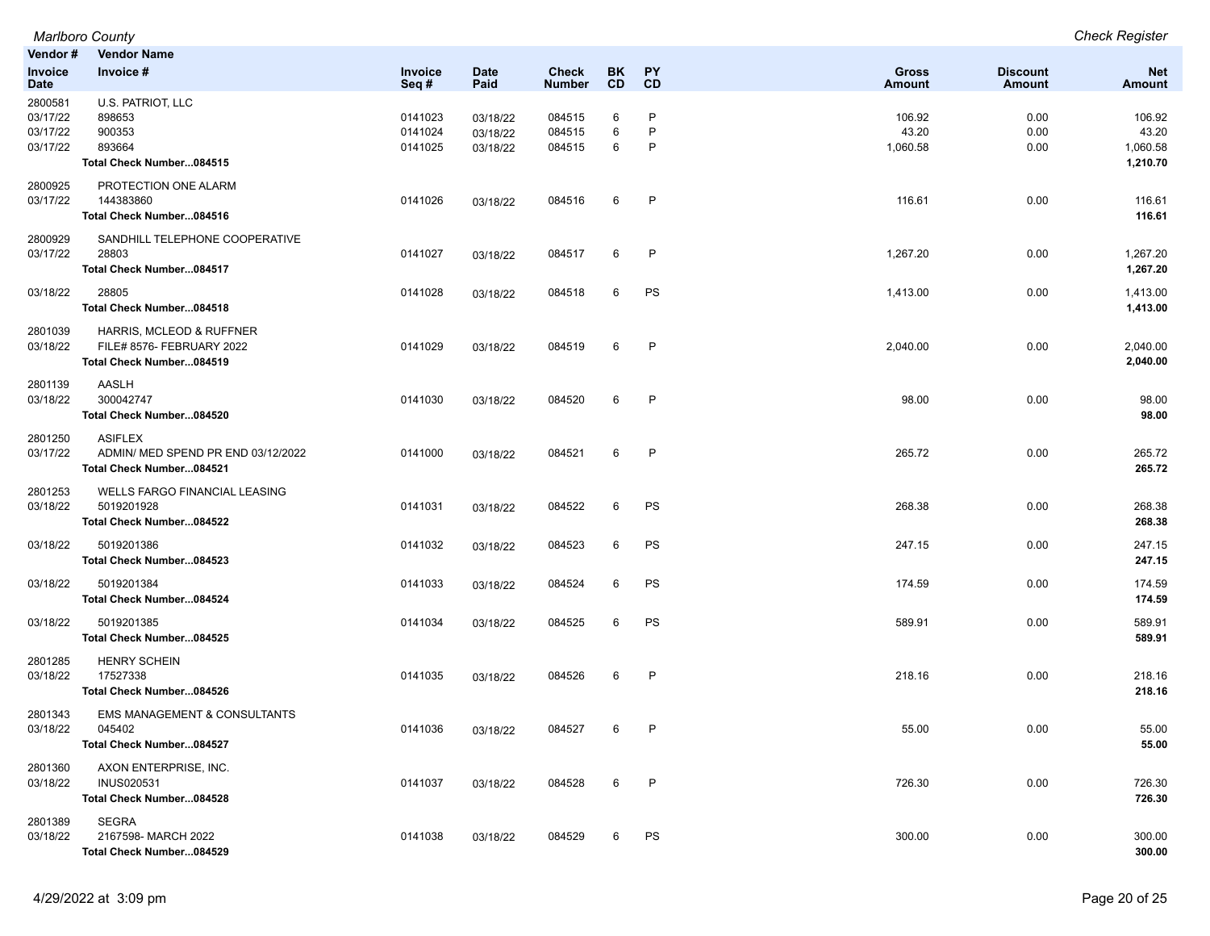| Vendor # / Invoice Date | Vendor Name / Invoice # | Invoice Seq # | Date Paid | Check Number | BK CD | PY CD | Gross Amount | Discount Amount | Net Amount |
|---|---|---|---|---|---|---|---|---|---|
| 2800581 | U.S. PATRIOT, LLC | | | | | | | | |
| 03/17/22 | 898653 | 0141023 | 03/18/22 | 084515 | 6 | P | 106.92 | 0.00 | 106.92 |
| 03/17/22 | 900353 | 0141024 | 03/18/22 | 084515 | 6 | P | 43.20 | 0.00 | 43.20 |
| 03/17/22 | 893664 | 0141025 | 03/18/22 | 084515 | 6 | P | 1,060.58 | 0.00 | 1,060.58 |
| | **Total Check Number...084515** | | | | | | | | **1,210.70** |
| 2800925 | PROTECTION ONE ALARM | | | | | | | | |
| 03/17/22 | 144383860 | 0141026 | 03/18/22 | 084516 | 6 | P | 116.61 | 0.00 | 116.61 |
| | **Total Check Number...084516** | | | | | | | | **116.61** |
| 2800929 | SANDHILL TELEPHONE COOPERATIVE | | | | | | | | |
| 03/17/22 | 28803 | 0141027 | 03/18/22 | 084517 | 6 | P | 1,267.20 | 0.00 | 1,267.20 |
| | **Total Check Number...084517** | | | | | | | | **1,267.20** |
| 03/18/22 | 28805 | 0141028 | 03/18/22 | 084518 | 6 | PS | 1,413.00 | 0.00 | 1,413.00 |
| | **Total Check Number...084518** | | | | | | | | **1,413.00** |
| 2801039 | HARRIS, MCLEOD & RUFFNER | | | | | | | | |
| 03/18/22 | FILE# 8576- FEBRUARY 2022 | 0141029 | 03/18/22 | 084519 | 6 | P | 2,040.00 | 0.00 | 2,040.00 |
| | **Total Check Number...084519** | | | | | | | | **2,040.00** |
| 2801139 | AASLH | | | | | | | | |
| 03/18/22 | 300042747 | 0141030 | 03/18/22 | 084520 | 6 | P | 98.00 | 0.00 | 98.00 |
| | **Total Check Number...084520** | | | | | | | | **98.00** |
| 2801250 | ASIFLEX | | | | | | | | |
| 03/17/22 | ADMIN/ MED SPEND PR END 03/12/2022 | 0141000 | 03/18/22 | 084521 | 6 | P | 265.72 | 0.00 | 265.72 |
| | **Total Check Number...084521** | | | | | | | | **265.72** |
| 2801253 | WELLS FARGO FINANCIAL LEASING | | | | | | | | |
| 03/18/22 | 5019201928 | 0141031 | 03/18/22 | 084522 | 6 | PS | 268.38 | 0.00 | 268.38 |
| | **Total Check Number...084522** | | | | | | | | **268.38** |
| 03/18/22 | 5019201386 | 0141032 | 03/18/22 | 084523 | 6 | PS | 247.15 | 0.00 | 247.15 |
| | **Total Check Number...084523** | | | | | | | | **247.15** |
| 03/18/22 | 5019201384 | 0141033 | 03/18/22 | 084524 | 6 | PS | 174.59 | 0.00 | 174.59 |
| | **Total Check Number...084524** | | | | | | | | **174.59** |
| 03/18/22 | 5019201385 | 0141034 | 03/18/22 | 084525 | 6 | PS | 589.91 | 0.00 | 589.91 |
| | **Total Check Number...084525** | | | | | | | | **589.91** |
| 2801285 | HENRY SCHEIN | | | | | | | | |
| 03/18/22 | 17527338 | 0141035 | 03/18/22 | 084526 | 6 | P | 218.16 | 0.00 | 218.16 |
| | **Total Check Number...084526** | | | | | | | | **218.16** |
| 2801343 | EMS MANAGEMENT & CONSULTANTS | | | | | | | | |
| 03/18/22 | 045402 | 0141036 | 03/18/22 | 084527 | 6 | P | 55.00 | 0.00 | 55.00 |
| | **Total Check Number...084527** | | | | | | | | **55.00** |
| 2801360 | AXON ENTERPRISE, INC. | | | | | | | | |
| 03/18/22 | INUS020531 | 0141037 | 03/18/22 | 084528 | 6 | P | 726.30 | 0.00 | 726.30 |
| | **Total Check Number...084528** | | | | | | | | **726.30** |
| 2801389 | SEGRA | | | | | | | | |
| 03/18/22 | 2167598- MARCH 2022 | 0141038 | 03/18/22 | 084529 | 6 | PS | 300.00 | 0.00 | 300.00 |
| | **Total Check Number...084529** | | | | | | | | **300.00** |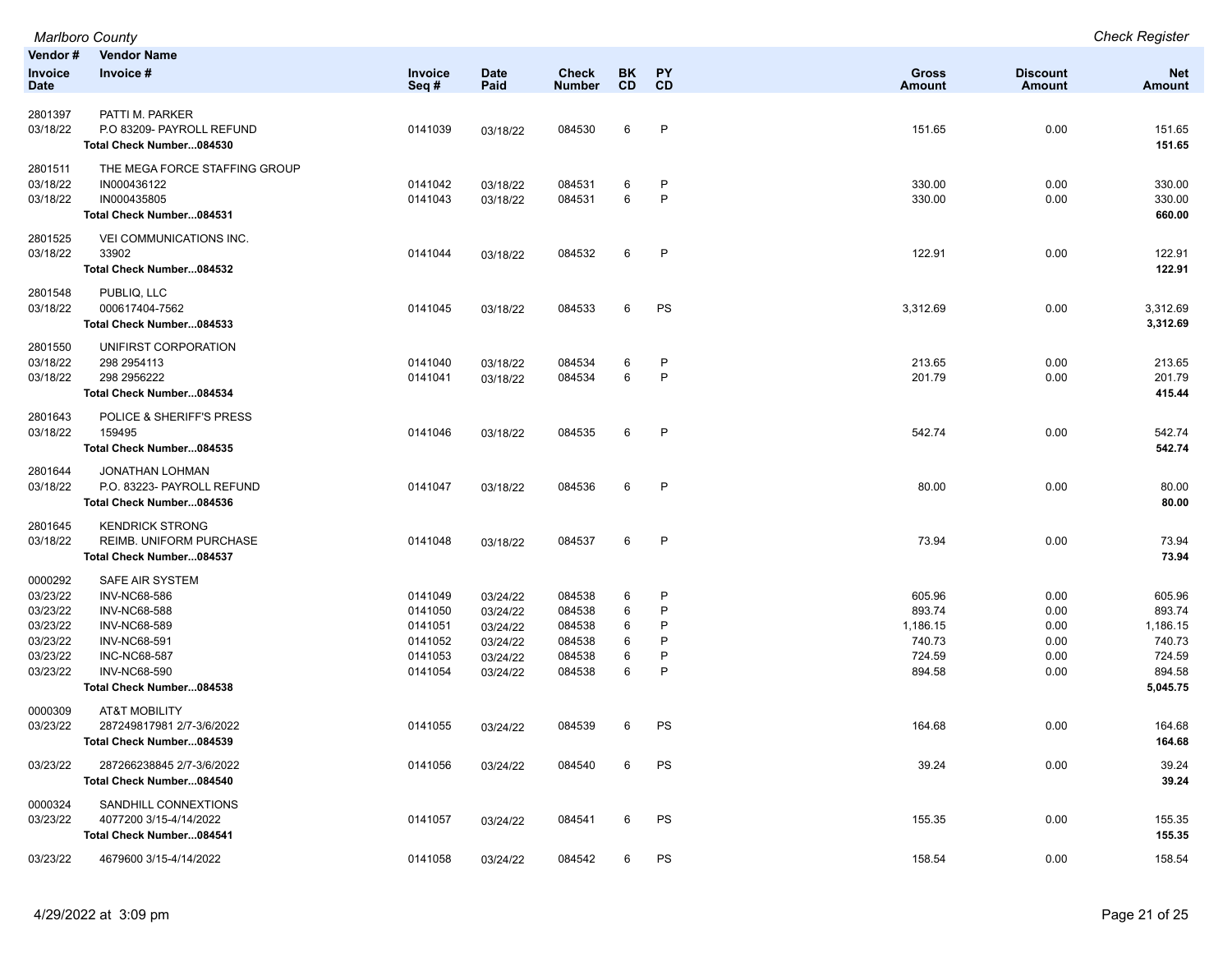*Marlboro County* | *Check Register*

| Vendor # / Invoice Date | Vendor Name / Invoice # | Invoice Seq # | Date Paid | Check Number | BK CD | PY CD | Gross Amount | Discount Amount | Net Amount |
|---|---|---|---|---|---|---|---|---|---|
| 2801397 | PATTI M. PARKER | | | | | | | | |
| 03/18/22 | P.O 83209- PAYROLL REFUND | 0141039 | 03/18/22 | 084530 | 6 | P | 151.65 | 0.00 | 151.65 |
| | **Total Check Number...084530** | | | | | | | | **151.65** |
| 2801511 | THE MEGA FORCE STAFFING GROUP | | | | | | | | |
| 03/18/22 | IN000436122 | 0141042 | 03/18/22 | 084531 | 6 | P | 330.00 | 0.00 | 330.00 |
| 03/18/22 | IN000435805 | 0141043 | 03/18/22 | 084531 | 6 | P | 330.00 | 0.00 | 330.00 |
| | **Total Check Number...084531** | | | | | | | | **660.00** |
| 2801525 | VEI COMMUNICATIONS INC. | | | | | | | | |
| 03/18/22 | 33902 | 0141044 | 03/18/22 | 084532 | 6 | P | 122.91 | 0.00 | 122.91 |
| | **Total Check Number...084532** | | | | | | | | **122.91** |
| 2801548 | PUBLIQ, LLC | | | | | | | | |
| 03/18/22 | 000617404-7562 | 0141045 | 03/18/22 | 084533 | 6 | PS | 3,312.69 | 0.00 | 3,312.69 |
| | **Total Check Number...084533** | | | | | | | | **3,312.69** |
| 2801550 | UNIFIRST CORPORATION | | | | | | | | |
| 03/18/22 | 298 2954113 | 0141040 | 03/18/22 | 084534 | 6 | P | 213.65 | 0.00 | 213.65 |
| 03/18/22 | 298 2956222 | 0141041 | 03/18/22 | 084534 | 6 | P | 201.79 | 0.00 | 201.79 |
| | **Total Check Number...084534** | | | | | | | | **415.44** |
| 2801643 | POLICE & SHERIFF'S PRESS | | | | | | | | |
| 03/18/22 | 159495 | 0141046 | 03/18/22 | 084535 | 6 | P | 542.74 | 0.00 | 542.74 |
| | **Total Check Number...084535** | | | | | | | | **542.74** |
| 2801644 | JONATHAN LOHMAN | | | | | | | | |
| 03/18/22 | P.O. 83223- PAYROLL REFUND | 0141047 | 03/18/22 | 084536 | 6 | P | 80.00 | 0.00 | 80.00 |
| | **Total Check Number...084536** | | | | | | | | **80.00** |
| 2801645 | KENDRICK STRONG | | | | | | | | |
| 03/18/22 | REIMB. UNIFORM PURCHASE | 0141048 | 03/18/22 | 084537 | 6 | P | 73.94 | 0.00 | 73.94 |
| | **Total Check Number...084537** | | | | | | | | **73.94** |
| 0000292 | SAFE AIR SYSTEM | | | | | | | | |
| 03/23/22 | INV-NC68-586 | 0141049 | 03/24/22 | 084538 | 6 | P | 605.96 | 0.00 | 605.96 |
| 03/23/22 | INV-NC68-588 | 0141050 | 03/24/22 | 084538 | 6 | P | 893.74 | 0.00 | 893.74 |
| 03/23/22 | INV-NC68-589 | 0141051 | 03/24/22 | 084538 | 6 | P | 1,186.15 | 0.00 | 1,186.15 |
| 03/23/22 | INV-NC68-591 | 0141052 | 03/24/22 | 084538 | 6 | P | 740.73 | 0.00 | 740.73 |
| 03/23/22 | INC-NC68-587 | 0141053 | 03/24/22 | 084538 | 6 | P | 724.59 | 0.00 | 724.59 |
| 03/23/22 | INV-NC68-590 | 0141054 | 03/24/22 | 084538 | 6 | P | 894.58 | 0.00 | 894.58 |
| | **Total Check Number...084538** | | | | | | | | **5,045.75** |
| 0000309 | AT&T MOBILITY | | | | | | | | |
| 03/23/22 | 287249817981 2/7-3/6/2022 | 0141055 | 03/24/22 | 084539 | 6 | PS | 164.68 | 0.00 | 164.68 |
| | **Total Check Number...084539** | | | | | | | | **164.68** |
| 03/23/22 | 287266238845 2/7-3/6/2022 | 0141056 | 03/24/22 | 084540 | 6 | PS | 39.24 | 0.00 | 39.24 |
| | **Total Check Number...084540** | | | | | | | | **39.24** |
| 0000324 | SANDHILL CONNEXTIONS | | | | | | | | |
| 03/23/22 | 4077200 3/15-4/14/2022 | 0141057 | 03/24/22 | 084541 | 6 | PS | 155.35 | 0.00 | 155.35 |
| | **Total Check Number...084541** | | | | | | | | **155.35** |
| 03/23/22 | 4679600 3/15-4/14/2022 | 0141058 | 03/24/22 | 084542 | 6 | PS | 158.54 | 0.00 | 158.54 |

4/29/2022 at 3:09 pm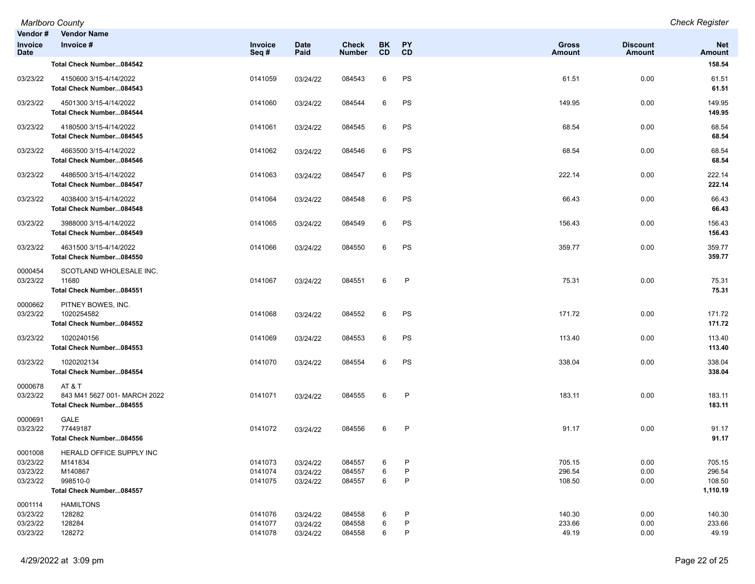| Vendor # / Invoice Date | Vendor Name / Invoice # | Invoice Seq # | Date Paid | Check Number | BK CD | PY CD | Gross Amount | Discount Amount | Net Amount |
|---|---|---|---|---|---|---|---|---|---|
| | **Total Check Number...084542** | | | | | | | | **158.54** |
| 03/23/22 | 4150600 3/15-4/14/2022 | 0141059 | 03/24/22 | 084543 | 6 | PS | 61.51 | 0.00 | 61.51 |
| | **Total Check Number...084543** | | | | | | | | **61.51** |
| 03/23/22 | 4501300 3/15-4/14/2022 | 0141060 | 03/24/22 | 084544 | 6 | PS | 149.95 | 0.00 | 149.95 |
| | **Total Check Number...084544** | | | | | | | | **149.95** |
| 03/23/22 | 4180500 3/15-4/14/2022 | 0141061 | 03/24/22 | 084545 | 6 | PS | 68.54 | 0.00 | 68.54 |
| | **Total Check Number...084545** | | | | | | | | **68.54** |
| 03/23/22 | 4663500 3/15-4/14/2022 | 0141062 | 03/24/22 | 084546 | 6 | PS | 68.54 | 0.00 | 68.54 |
| | **Total Check Number...084546** | | | | | | | | **68.54** |
| 03/23/22 | 4486500 3/15-4/14/2022 | 0141063 | 03/24/22 | 084547 | 6 | PS | 222.14 | 0.00 | 222.14 |
| | **Total Check Number...084547** | | | | | | | | **222.14** |
| 03/23/22 | 4038400 3/15-4/14/2022 | 0141064 | 03/24/22 | 084548 | 6 | PS | 66.43 | 0.00 | 66.43 |
| | **Total Check Number...084548** | | | | | | | | **66.43** |
| 03/23/22 | 3988000 3/15-4/14/2022 | 0141065 | 03/24/22 | 084549 | 6 | PS | 156.43 | 0.00 | 156.43 |
| | **Total Check Number...084549** | | | | | | | | **156.43** |
| 03/23/22 | 4631500 3/15-4/14/2022 | 0141066 | 03/24/22 | 084550 | 6 | PS | 359.77 | 0.00 | 359.77 |
| | **Total Check Number...084550** | | | | | | | | **359.77** |
| 0000454 | SCOTLAND WHOLESALE INC. | | | | | | | | |
| 03/23/22 | 11680 | 0141067 | 03/24/22 | 084551 | 6 | P | 75.31 | 0.00 | 75.31 |
| | **Total Check Number...084551** | | | | | | | | **75.31** |
| 0000662 | PITNEY BOWES, INC. | | | | | | | | |
| 03/23/22 | 1020254582 | 0141068 | 03/24/22 | 084552 | 6 | PS | 171.72 | 0.00 | 171.72 |
| | **Total Check Number...084552** | | | | | | | | **171.72** |
| 03/23/22 | 1020240156 | 0141069 | 03/24/22 | 084553 | 6 | PS | 113.40 | 0.00 | 113.40 |
| | **Total Check Number...084553** | | | | | | | | **113.40** |
| 03/23/22 | 1020202134 | 0141070 | 03/24/22 | 084554 | 6 | PS | 338.04 | 0.00 | 338.04 |
| | **Total Check Number...084554** | | | | | | | | **338.04** |
| 0000678 | AT & T | | | | | | | | |
| 03/23/22 | 843 M41 5627 001- MARCH 2022 | 0141071 | 03/24/22 | 084555 | 6 | P | 183.11 | 0.00 | 183.11 |
| | **Total Check Number...084555** | | | | | | | | **183.11** |
| 0000691 | GALE | | | | | | | | |
| 03/23/22 | 77449187 | 0141072 | 03/24/22 | 084556 | 6 | P | 91.17 | 0.00 | 91.17 |
| | **Total Check Number...084556** | | | | | | | | **91.17** |
| 0001008 | HERALD OFFICE SUPPLY INC | | | | | | | | |
| 03/23/22 | M141834 | 0141073 | 03/24/22 | 084557 | 6 | P | 705.15 | 0.00 | 705.15 |
| 03/23/22 | M140867 | 0141074 | 03/24/22 | 084557 | 6 | P | 296.54 | 0.00 | 296.54 |
| 03/23/22 | 998510-0 | 0141075 | 03/24/22 | 084557 | 6 | P | 108.50 | 0.00 | 108.50 |
| | **Total Check Number...084557** | | | | | | | | **1,110.19** |
| 0001114 | HAMILTONS | | | | | | | | |
| 03/23/22 | 128282 | 0141076 | 03/24/22 | 084558 | 6 | P | 140.30 | 0.00 | 140.30 |
| 03/23/22 | 128284 | 0141077 | 03/24/22 | 084558 | 6 | P | 233.66 | 0.00 | 233.66 |
| 03/23/22 | 128272 | 0141078 | 03/24/22 | 084558 | 6 | P | 49.19 | 0.00 | 49.19 |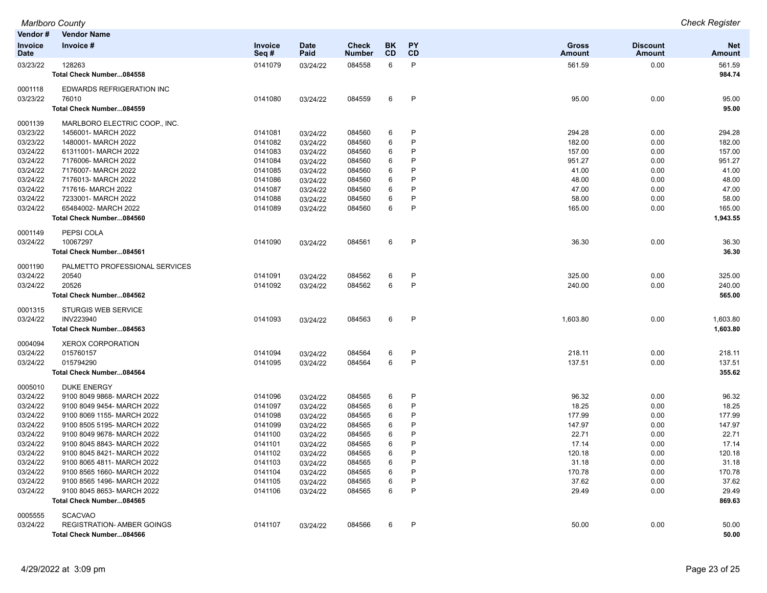| Vendor # / Invoice Date | Vendor Name / Invoice # | Invoice Seq # | Date Paid | Check Number | BK CD | PY CD | Gross Amount | Discount Amount | Net Amount |
|---|---|---|---|---|---|---|---|---|---|
| 03/23/22 | 128263 | 0141079 | 03/24/22 | 084558 | 6 | P | 561.59 | 0.00 | 561.59 |
| | **Total Check Number...084558** | | | | | | | | **984.74** |
| 0001118 | EDWARDS REFRIGERATION INC | | | | | | | | |
| 03/23/22 | 76010 | 0141080 | 03/24/22 | 084559 | 6 | P | 95.00 | 0.00 | 95.00 |
| | **Total Check Number...084559** | | | | | | | | **95.00** |
| 0001139 | MARLBORO ELECTRIC COOP., INC. | | | | | | | | |
| 03/23/22 | 1456001- MARCH 2022 | 0141081 | 03/24/22 | 084560 | 6 | P | 294.28 | 0.00 | 294.28 |
| 03/23/22 | 1480001- MARCH 2022 | 0141082 | 03/24/22 | 084560 | 6 | P | 182.00 | 0.00 | 182.00 |
| 03/24/22 | 61311001- MARCH 2022 | 0141083 | 03/24/22 | 084560 | 6 | P | 157.00 | 0.00 | 157.00 |
| 03/24/22 | 7176006- MARCH 2022 | 0141084 | 03/24/22 | 084560 | 6 | P | 951.27 | 0.00 | 951.27 |
| 03/24/22 | 7176007- MARCH 2022 | 0141085 | 03/24/22 | 084560 | 6 | P | 41.00 | 0.00 | 41.00 |
| 03/24/22 | 7176013- MARCH 2022 | 0141086 | 03/24/22 | 084560 | 6 | P | 48.00 | 0.00 | 48.00 |
| 03/24/22 | 717616- MARCH 2022 | 0141087 | 03/24/22 | 084560 | 6 | P | 47.00 | 0.00 | 47.00 |
| 03/24/22 | 7233001- MARCH 2022 | 0141088 | 03/24/22 | 084560 | 6 | P | 58.00 | 0.00 | 58.00 |
| 03/24/22 | 65484002- MARCH 2022 | 0141089 | 03/24/22 | 084560 | 6 | P | 165.00 | 0.00 | 165.00 |
| | **Total Check Number...084560** | | | | | | | | **1,943.55** |
| 0001149 | PEPSI COLA | | | | | | | | |
| 03/24/22 | 10067297 | 0141090 | 03/24/22 | 084561 | 6 | P | 36.30 | 0.00 | 36.30 |
| | **Total Check Number...084561** | | | | | | | | **36.30** |
| 0001190 | PALMETTO PROFESSIONAL SERVICES | | | | | | | | |
| 03/24/22 | 20540 | 0141091 | 03/24/22 | 084562 | 6 | P | 325.00 | 0.00 | 325.00 |
| 03/24/22 | 20526 | 0141092 | 03/24/22 | 084562 | 6 | P | 240.00 | 0.00 | 240.00 |
| | **Total Check Number...084562** | | | | | | | | **565.00** |
| 0001315 | STURGIS WEB SERVICE | | | | | | | | |
| 03/24/22 | INV223940 | 0141093 | 03/24/22 | 084563 | 6 | P | 1,603.80 | 0.00 | 1,603.80 |
| | **Total Check Number...084563** | | | | | | | | **1,603.80** |
| 0004094 | XEROX CORPORATION | | | | | | | | |
| 03/24/22 | 015760157 | 0141094 | 03/24/22 | 084564 | 6 | P | 218.11 | 0.00 | 218.11 |
| 03/24/22 | 015794290 | 0141095 | 03/24/22 | 084564 | 6 | P | 137.51 | 0.00 | 137.51 |
| | **Total Check Number...084564** | | | | | | | | **355.62** |
| 0005010 | DUKE ENERGY | | | | | | | | |
| 03/24/22 | 9100 8049 9868- MARCH 2022 | 0141096 | 03/24/22 | 084565 | 6 | P | 96.32 | 0.00 | 96.32 |
| 03/24/22 | 9100 8049 9454- MARCH 2022 | 0141097 | 03/24/22 | 084565 | 6 | P | 18.25 | 0.00 | 18.25 |
| 03/24/22 | 9100 8069 1155- MARCH 2022 | 0141098 | 03/24/22 | 084565 | 6 | P | 177.99 | 0.00 | 177.99 |
| 03/24/22 | 9100 8505 5195- MARCH 2022 | 0141099 | 03/24/22 | 084565 | 6 | P | 147.97 | 0.00 | 147.97 |
| 03/24/22 | 9100 8049 9678- MARCH 2022 | 0141100 | 03/24/22 | 084565 | 6 | P | 22.71 | 0.00 | 22.71 |
| 03/24/22 | 9100 8045 8843- MARCH 2022 | 0141101 | 03/24/22 | 084565 | 6 | P | 17.14 | 0.00 | 17.14 |
| 03/24/22 | 9100 8045 8421- MARCH 2022 | 0141102 | 03/24/22 | 084565 | 6 | P | 120.18 | 0.00 | 120.18 |
| 03/24/22 | 9100 8065 4811- MARCH 2022 | 0141103 | 03/24/22 | 084565 | 6 | P | 31.18 | 0.00 | 31.18 |
| 03/24/22 | 9100 8565 1660- MARCH 2022 | 0141104 | 03/24/22 | 084565 | 6 | P | 170.78 | 0.00 | 170.78 |
| 03/24/22 | 9100 8565 1496- MARCH 2022 | 0141105 | 03/24/22 | 084565 | 6 | P | 37.62 | 0.00 | 37.62 |
| 03/24/22 | 9100 8045 8653- MARCH 2022 | 0141106 | 03/24/22 | 084565 | 6 | P | 29.49 | 0.00 | 29.49 |
| | **Total Check Number...084565** | | | | | | | | **869.63** |
| 0005555 | SCACVAO | | | | | | | | |
| 03/24/22 | REGISTRATION- AMBER GOINGS | 0141107 | 03/24/22 | 084566 | 6 | P | 50.00 | 0.00 | 50.00 |
| | **Total Check Number...084566** | | | | | | | | **50.00** |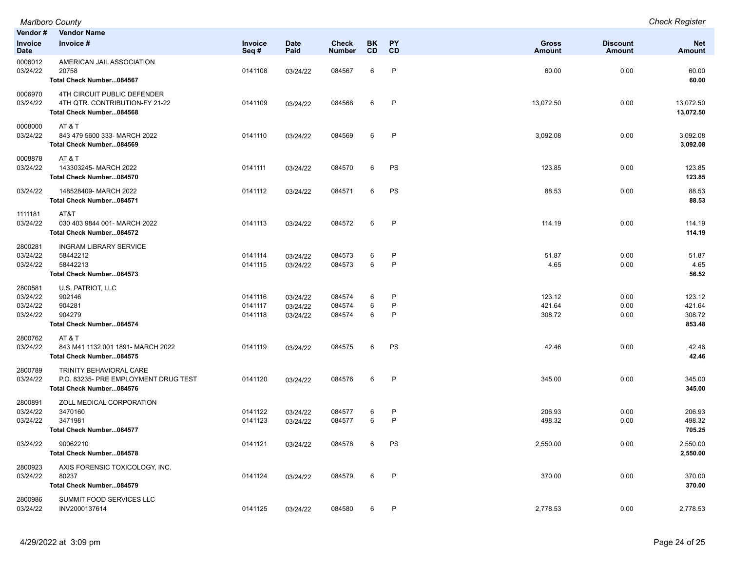| Vendor # | Vendor Name | | | | | | | | |
|---|---|---|---|---|---|---|---|---|---|
| Invoice Date | Invoice # | Invoice Seq # | Date Paid | Check Number | BK CD | PY CD | Gross Amount | Discount Amount | Net Amount |
| 0006012 | AMERICAN JAIL ASSOCIATION | | | | | | | | |
| 03/24/22 | 20758 | 0141108 | 03/24/22 | 084567 | 6 | P | 60.00 | 0.00 | 60.00 |
| | **Total Check Number...084567** | | | | | | | | **60.00** |
| 0006970 | 4TH CIRCUIT PUBLIC DEFENDER | | | | | | | | |
| 03/24/22 | 4TH QTR. CONTRIBUTION-FY 21-22 | 0141109 | 03/24/22 | 084568 | 6 | P | 13,072.50 | 0.00 | 13,072.50 |
| | **Total Check Number...084568** | | | | | | | | **13,072.50** |
| 0008000 | AT & T | | | | | | | | |
| 03/24/22 | 843 479 5600 333- MARCH 2022 | 0141110 | 03/24/22 | 084569 | 6 | P | 3,092.08 | 0.00 | 3,092.08 |
| | **Total Check Number...084569** | | | | | | | | **3,092.08** |
| 0008878 | AT & T | | | | | | | | |
| 03/24/22 | 143303245- MARCH 2022 | 0141111 | 03/24/22 | 084570 | 6 | PS | 123.85 | 0.00 | 123.85 |
| | **Total Check Number...084570** | | | | | | | | **123.85** |
| 03/24/22 | 148528409- MARCH 2022 | 0141112 | 03/24/22 | 084571 | 6 | PS | 88.53 | 0.00 | 88.53 |
| | **Total Check Number...084571** | | | | | | | | **88.53** |
| 1111181 | AT&T | | | | | | | | |
| 03/24/22 | 030 403 9844 001- MARCH 2022 | 0141113 | 03/24/22 | 084572 | 6 | P | 114.19 | 0.00 | 114.19 |
| | **Total Check Number...084572** | | | | | | | | **114.19** |
| 2800281 | INGRAM LIBRARY SERVICE | | | | | | | | |
| 03/24/22 | 58442212 | 0141114 | 03/24/22 | 084573 | 6 | P | 51.87 | 0.00 | 51.87 |
| 03/24/22 | 58442213 | 0141115 | 03/24/22 | 084573 | 6 | P | 4.65 | 0.00 | 4.65 |
| | **Total Check Number...084573** | | | | | | | | **56.52** |
| 2800581 | U.S. PATRIOT, LLC | | | | | | | | |
| 03/24/22 | 902146 | 0141116 | 03/24/22 | 084574 | 6 | P | 123.12 | 0.00 | 123.12 |
| 03/24/22 | 904281 | 0141117 | 03/24/22 | 084574 | 6 | P | 421.64 | 0.00 | 421.64 |
| 03/24/22 | 904279 | 0141118 | 03/24/22 | 084574 | 6 | P | 308.72 | 0.00 | 308.72 |
| | **Total Check Number...084574** | | | | | | | | **853.48** |
| 2800762 | AT & T | | | | | | | | |
| 03/24/22 | 843 M41 1132 001 1891- MARCH 2022 | 0141119 | 03/24/22 | 084575 | 6 | PS | 42.46 | 0.00 | 42.46 |
| | **Total Check Number...084575** | | | | | | | | **42.46** |
| 2800789 | TRINITY BEHAVIORAL CARE | | | | | | | | |
| 03/24/22 | P.O. 83235- PRE EMPLOYMENT DRUG TEST | 0141120 | 03/24/22 | 084576 | 6 | P | 345.00 | 0.00 | 345.00 |
| | **Total Check Number...084576** | | | | | | | | **345.00** |
| 2800891 | ZOLL MEDICAL CORPORATION | | | | | | | | |
| 03/24/22 | 3470160 | 0141122 | 03/24/22 | 084577 | 6 | P | 206.93 | 0.00 | 206.93 |
| 03/24/22 | 3471981 | 0141123 | 03/24/22 | 084577 | 6 | P | 498.32 | 0.00 | 498.32 |
| | **Total Check Number...084577** | | | | | | | | **705.25** |
| 03/24/22 | 90062210 | 0141121 | 03/24/22 | 084578 | 6 | PS | 2,550.00 | 0.00 | 2,550.00 |
| | **Total Check Number...084578** | | | | | | | | **2,550.00** |
| 2800923 | AXIS FORENSIC TOXICOLOGY, INC. | | | | | | | | |
| 03/24/22 | 80237 | 0141124 | 03/24/22 | 084579 | 6 | P | 370.00 | 0.00 | 370.00 |
| | **Total Check Number...084579** | | | | | | | | **370.00** |
| 2800986 | SUMMIT FOOD SERVICES LLC | | | | | | | | |
| 03/24/22 | INV2000137614 | 0141125 | 03/24/22 | 084580 | 6 | P | 2,778.53 | 0.00 | 2,778.53 |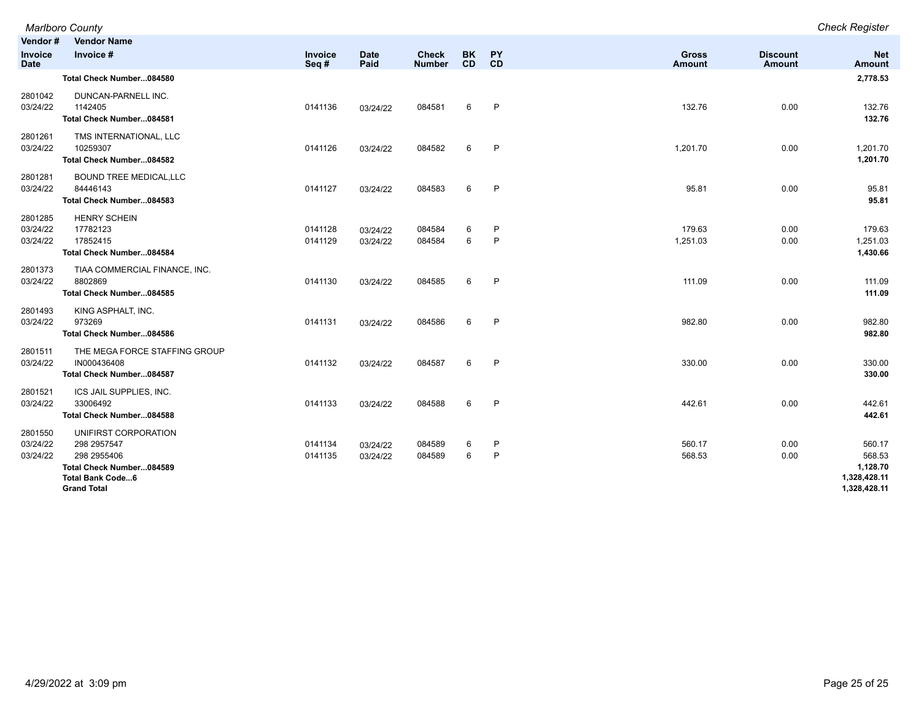| Vendor # / Invoice Date | Vendor Name / Invoice # | Invoice Seq # | Date Paid | Check Number | BK CD | PY CD | Gross Amount | Discount Amount | Net Amount |
|---|---|---|---|---|---|---|---|---|---|
| | **Total Check Number...084580** | | | | | | | | **2,778.53** |
| 2801042 | DUNCAN-PARNELL INC. | | | | | | | | |
| 03/24/22 | 1142405 | 0141136 | 03/24/22 | 084581 | 6 | P | 132.76 | 0.00 | 132.76 |
| | **Total Check Number...084581** | | | | | | | | **132.76** |
| 2801261 | TMS INTERNATIONAL, LLC | | | | | | | | |
| 03/24/22 | 10259307 | 0141126 | 03/24/22 | 084582 | 6 | P | 1,201.70 | 0.00 | 1,201.70 |
| | **Total Check Number...084582** | | | | | | | | **1,201.70** |
| 2801281 | BOUND TREE MEDICAL,LLC | | | | | | | | |
| 03/24/22 | 84446143 | 0141127 | 03/24/22 | 084583 | 6 | P | 95.81 | 0.00 | 95.81 |
| | **Total Check Number...084583** | | | | | | | | **95.81** |
| 2801285 | HENRY SCHEIN | | | | | | | | |
| 03/24/22 | 17782123 | 0141128 | 03/24/22 | 084584 | 6 | P | 179.63 | 0.00 | 179.63 |
| 03/24/22 | 17852415 | 0141129 | 03/24/22 | 084584 | 6 | P | 1,251.03 | 0.00 | 1,251.03 |
| | **Total Check Number...084584** | | | | | | | | **1,430.66** |
| 2801373 | TIAA COMMERCIAL FINANCE, INC. | | | | | | | | |
| 03/24/22 | 8802869 | 0141130 | 03/24/22 | 084585 | 6 | P | 111.09 | 0.00 | 111.09 |
| | **Total Check Number...084585** | | | | | | | | **111.09** |
| 2801493 | KING ASPHALT, INC. | | | | | | | | |
| 03/24/22 | 973269 | 0141131 | 03/24/22 | 084586 | 6 | P | 982.80 | 0.00 | 982.80 |
| | **Total Check Number...084586** | | | | | | | | **982.80** |
| 2801511 | THE MEGA FORCE STAFFING GROUP | | | | | | | | |
| 03/24/22 | IN000436408 | 0141132 | 03/24/22 | 084587 | 6 | P | 330.00 | 0.00 | 330.00 |
| | **Total Check Number...084587** | | | | | | | | **330.00** |
| 2801521 | ICS JAIL SUPPLIES, INC. | | | | | | | | |
| 03/24/22 | 33006492 | 0141133 | 03/24/22 | 084588 | 6 | P | 442.61 | 0.00 | 442.61 |
| | **Total Check Number...084588** | | | | | | | | **442.61** |
| 2801550 | UNIFIRST CORPORATION | | | | | | | | |
| 03/24/22 | 298 2957547 | 0141134 | 03/24/22 | 084589 | 6 | P | 560.17 | 0.00 | 560.17 |
| 03/24/22 | 298 2955406 | 0141135 | 03/24/22 | 084589 | 6 | P | 568.53 | 0.00 | 568.53 |
| | **Total Check Number...084589** | | | | | | | | **1,128.70** |
| | **Total Bank Code...6** | | | | | | | | **1,328,428.11** |
| | **Grand Total** | | | | | | | | **1,328,428.11** |